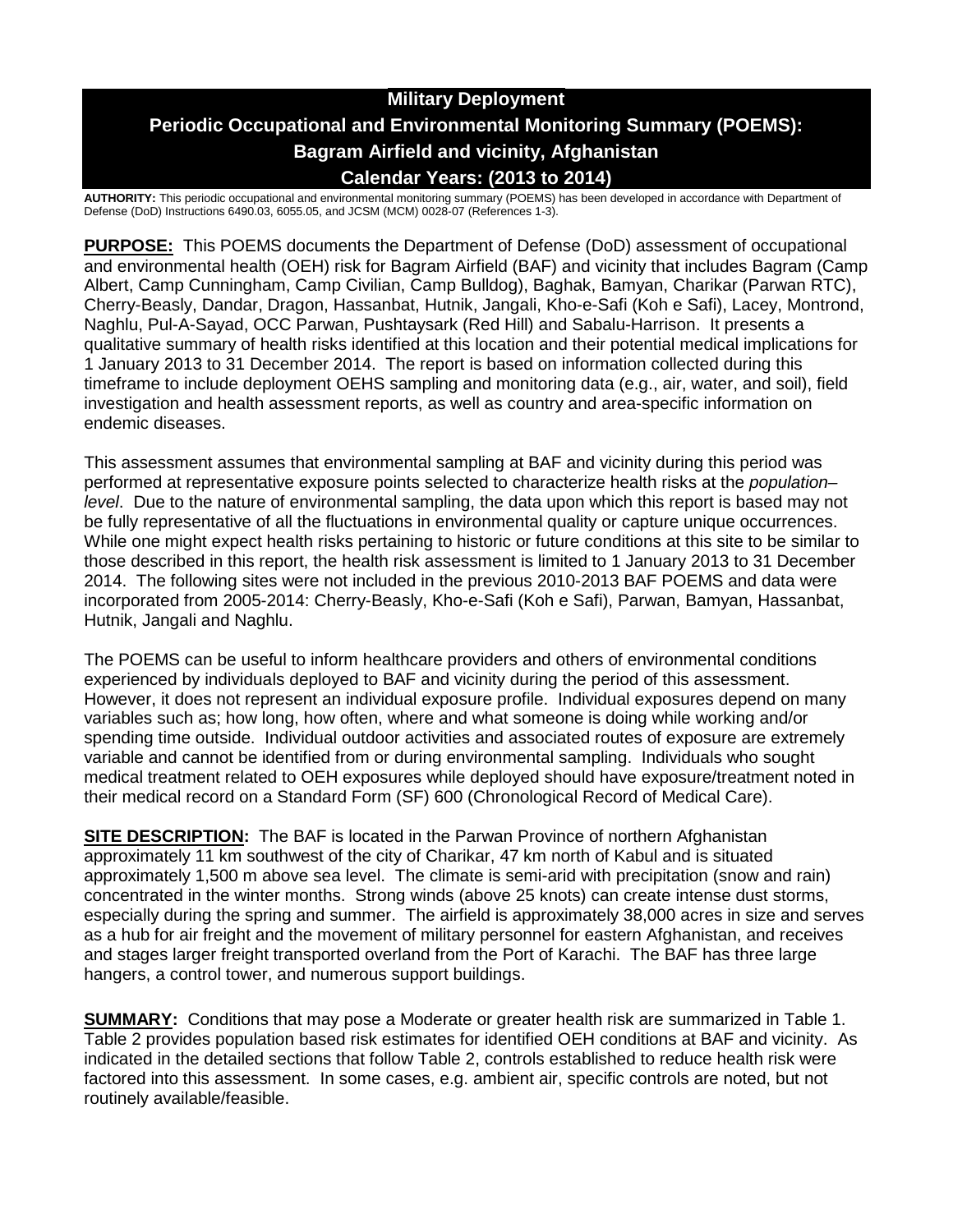# Military Deployment

# Periodic Occupational and Environmental Monitoring Summary (POEMS): Bagram Airfield and vicinity, Afghanistan

# Calendar Years: (2013 to 2014)

**AUTHORITY:** This periodic occupational and environmental monitoring summary (POEMS) has been developed in accordance with Department of Defense (DoD) Instructions 6490.03, 6055.05, and JCSM (MCM) 0028-07 (References 1-3).

**PURPOSE:** This POEMS documents the Department of Defense (DoD) assessment of occupational and environmental health (OEH) risk for Bagram Airfield (BAF) and vicinity that includes Bagram (Camp Albert, Camp Cunningham, Camp Civilian, Camp Bulldog), Baghak, Bamyan, Charikar (Parwan RTC), Cherry-Beasly, Dandar, Dragon, Hassanbat, Hutnik, Jangali, Kho-e-Safi (Koh e Safi), Lacey, Montrond, Naghlu, Pul-A-Sayad, OCC Parwan, Pushtaysark (Red Hill) and Sabalu-Harrison. It presents a qualitative summary of health risks identified at this location and their potential medical implications for 1 January 2013 to 31 December 2014. The report is based on information collected during this timeframe to include deployment OEHS sampling and monitoring data (e.g., air, water, and soil), field investigation and health assessment reports, as well as country and area-specific information on endemic diseases.

This assessment assumes that environmental sampling at BAF and vicinity during this period was performed at representative exposure points selected to characterize health risks at the *population–level*. Due to the nature of environmental sampling, the data upon which this report is based may not be fully representative of all the fluctuations in environmental quality or capture unique occurrences. While one might expect health risks pertaining to historic or future conditions at this site to be similar to those described in this report, the health risk assessment is limited to 1 January 2013 to 31 December 2014. The following sites were not included in the previous 2010-2013 BAF POEMS and data were incorporated from 2005-2014: Cherry-Beasly, Kho-e-Safi (Koh e Safi), Parwan, Bamyan, Hassanbat, Hutnik, Jangali and Naghlu.

The POEMS can be useful to inform healthcare providers and others of environmental conditions experienced by individuals deployed to BAF and vicinity during the period of this assessment. However, it does not represent an individual exposure profile. Individual exposures depend on many variables such as; how long, how often, where and what someone is doing while working and/or spending time outside. Individual outdoor activities and associated routes of exposure are extremely variable and cannot be identified from or during environmental sampling. Individuals who sought medical treatment related to OEH exposures while deployed should have exposure/treatment noted in their medical record on a Standard Form (SF) 600 (Chronological Record of Medical Care).

**SITE DESCRIPTION:** The BAF is located in the Parwan Province of northern Afghanistan approximately 11 km southwest of the city of Charikar, 47 km north of Kabul and is situated approximately 1,500 m above sea level. The climate is semi-arid with precipitation (snow and rain) concentrated in the winter months. Strong winds (above 25 knots) can create intense dust storms, especially during the spring and summer. The airfield is approximately 38,000 acres in size and serves as a hub for air freight and the movement of military personnel for eastern Afghanistan, and receives and stages larger freight transported overland from the Port of Karachi. The BAF has three large hangers, a control tower, and numerous support buildings.

**SUMMARY:** Conditions that may pose a Moderate or greater health risk are summarized in Table 1. Table 2 provides population based risk estimates for identified OEH conditions at BAF and vicinity. As indicated in the detailed sections that follow Table 2, controls established to reduce health risk were factored into this assessment. In some cases, e.g. ambient air, specific controls are noted, but not routinely available/feasible.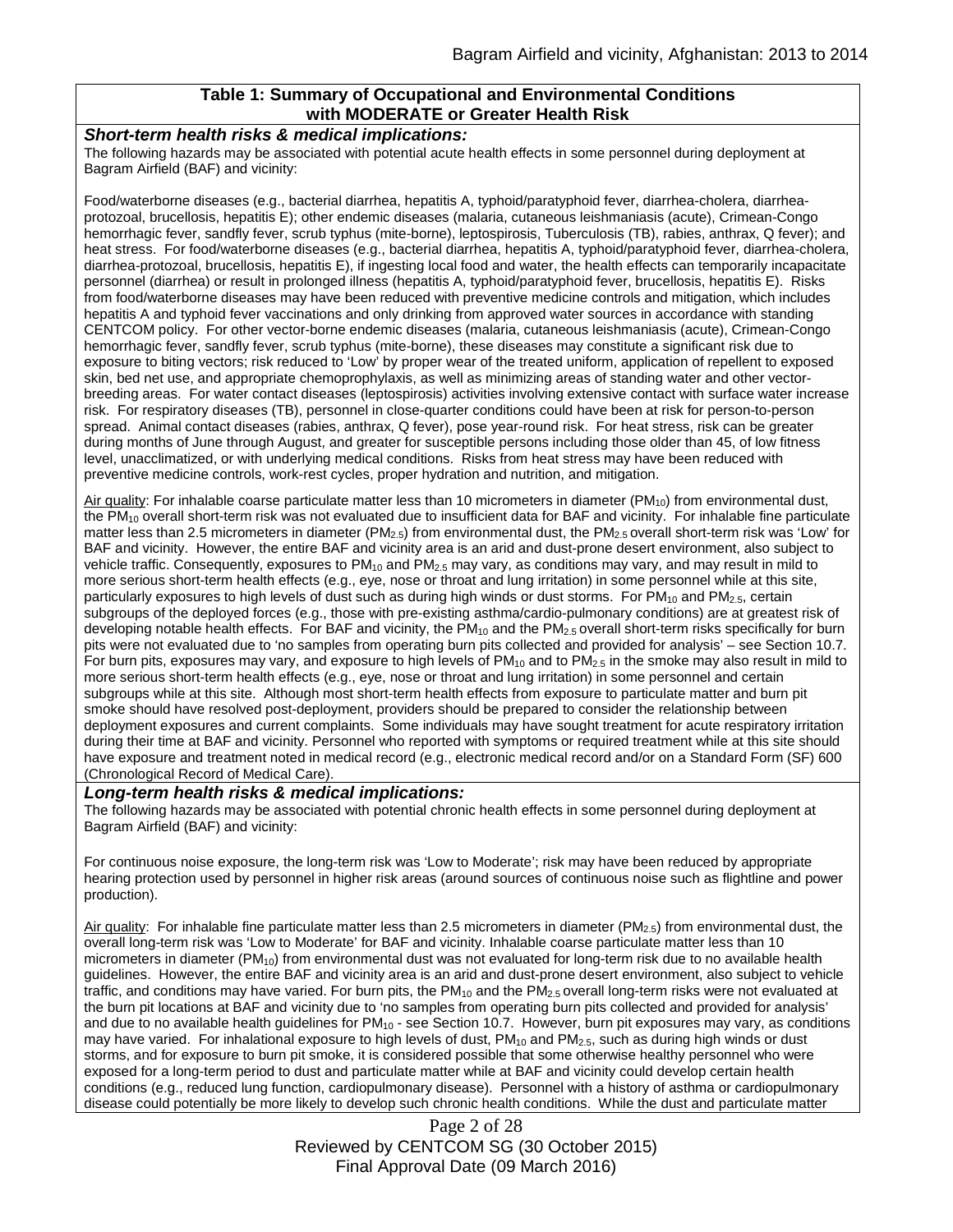## Table 1: Summary of Occupational and Environmental Conditions with MODERATE or Greater Health Risk

***Short-term health risks & medical implications:***

The following hazards may be associated with potential acute health effects in some personnel during deployment at Bagram Airfield (BAF) and vicinity:

Food/waterborne diseases (e.g., bacterial diarrhea, hepatitis A, typhoid/paratyphoid fever, diarrhea-cholera, diarrhea-protozoal, brucellosis, hepatitis E); other endemic diseases (malaria, cutaneous leishmaniasis (acute), Crimean-Congo hemorrhagic fever, sandfly fever, scrub typhus (mite-borne), leptospirosis, Tuberculosis (TB), rabies, anthrax, Q fever); and heat stress. For food/waterborne diseases (e.g., bacterial diarrhea, hepatitis A, typhoid/paratyphoid fever, diarrhea-cholera, diarrhea-protozoal, brucellosis, hepatitis E), if ingesting local food and water, the health effects can temporarily incapacitate personnel (diarrhea) or result in prolonged illness (hepatitis A, typhoid/paratyphoid fever, brucellosis, hepatitis E). Risks from food/waterborne diseases may have been reduced with preventive medicine controls and mitigation, which includes hepatitis A and typhoid fever vaccinations and only drinking from approved water sources in accordance with standing CENTCOM policy. For other vector-borne endemic diseases (malaria, cutaneous leishmaniasis (acute), Crimean-Congo hemorrhagic fever, sandfly fever, scrub typhus (mite-borne), these diseases may constitute a significant risk due to exposure to biting vectors; risk reduced to 'Low' by proper wear of the treated uniform, application of repellent to exposed skin, bed net use, and appropriate chemoprophylaxis, as well as minimizing areas of standing water and other vector-breeding areas. For water contact diseases (leptospirosis) activities involving extensive contact with surface water increase risk. For respiratory diseases (TB), personnel in close-quarter conditions could have been at risk for person-to-person spread. Animal contact diseases (rabies, anthrax, Q fever), pose year-round risk. For heat stress, risk can be greater during months of June through August, and greater for susceptible persons including those older than 45, of low fitness level, unacclimatized, or with underlying medical conditions. Risks from heat stress may have been reduced with preventive medicine controls, work-rest cycles, proper hydration and nutrition, and mitigation.

Air quality: For inhalable coarse particulate matter less than 10 micrometers in diameter ($PM_{10}$) from environmental dust, the $PM_{10}$ overall short-term risk was not evaluated due to insufficient data for BAF and vicinity. For inhalable fine particulate matter less than 2.5 micrometers in diameter ($PM_{2.5}$) from environmental dust, the $PM_{2.5}$ overall short-term risk was 'Low' for BAF and vicinity. However, the entire BAF and vicinity area is an arid and dust-prone desert environment, also subject to vehicle traffic. Consequently, exposures to $PM_{10}$ and $PM_{2.5}$ may vary, as conditions may vary, and may result in mild to more serious short-term health effects (e.g., eye, nose or throat and lung irritation) in some personnel while at this site, particularly exposures to high levels of dust such as during high winds or dust storms. For $PM_{10}$ and $PM_{2.5}$, certain subgroups of the deployed forces (e.g., those with pre-existing asthma/cardio-pulmonary conditions) are at greatest risk of developing notable health effects. For BAF and vicinity, the $PM_{10}$ and the $PM_{2.5}$ overall short-term risks specifically for burn pits were not evaluated due to 'no samples from operating burn pits collected and provided for analysis' – see Section 10.7. For burn pits, exposures may vary, and exposure to high levels of $PM_{10}$ and to $PM_{2.5}$ in the smoke may also result in mild to more serious short-term health effects (e.g., eye, nose or throat and lung irritation) in some personnel and certain subgroups while at this site. Although most short-term health effects from exposure to particulate matter and burn pit smoke should have resolved post-deployment, providers should be prepared to consider the relationship between deployment exposures and current complaints. Some individuals may have sought treatment for acute respiratory irritation during their time at BAF and vicinity. Personnel who reported with symptoms or required treatment while at this site should have exposure and treatment noted in medical record (e.g., electronic medical record and/or on a Standard Form (SF) 600 (Chronological Record of Medical Care).

***Long-term health risks & medical implications:***

The following hazards may be associated with potential chronic health effects in some personnel during deployment at Bagram Airfield (BAF) and vicinity:

For continuous noise exposure, the long-term risk was 'Low to Moderate'; risk may have been reduced by appropriate hearing protection used by personnel in higher risk areas (around sources of continuous noise such as flightline and power production).

Air quality: For inhalable fine particulate matter less than 2.5 micrometers in diameter ($PM_{2.5}$) from environmental dust, the overall long-term risk was 'Low to Moderate' for BAF and vicinity. Inhalable coarse particulate matter less than 10 micrometers in diameter ($PM_{10}$) from environmental dust was not evaluated for long-term risk due to no available health guidelines. However, the entire BAF and vicinity area is an arid and dust-prone desert environment, also subject to vehicle traffic, and conditions may have varied. For burn pits, the $PM_{10}$ and the $PM_{2.5}$ overall long-term risks were not evaluated at the burn pit locations at BAF and vicinity due to 'no samples from operating burn pits collected and provided for analysis' and due to no available health guidelines for $PM_{10}$ - see Section 10.7. However, burn pit exposures may vary, as conditions may have varied. For inhalational exposure to high levels of dust, $PM_{10}$ and $PM_{2.5}$, such as during high winds or dust storms, and for exposure to burn pit smoke, it is considered possible that some otherwise healthy personnel who were exposed for a long-term period to dust and particulate matter while at BAF and vicinity could develop certain health conditions (e.g., reduced lung function, cardiopulmonary disease). Personnel with a history of asthma or cardiopulmonary disease could potentially be more likely to develop such chronic health conditions. While the dust and particulate matter

Reviewed by CENTCOM SG (30 October 2015)
Final Approval Date (09 March 2016)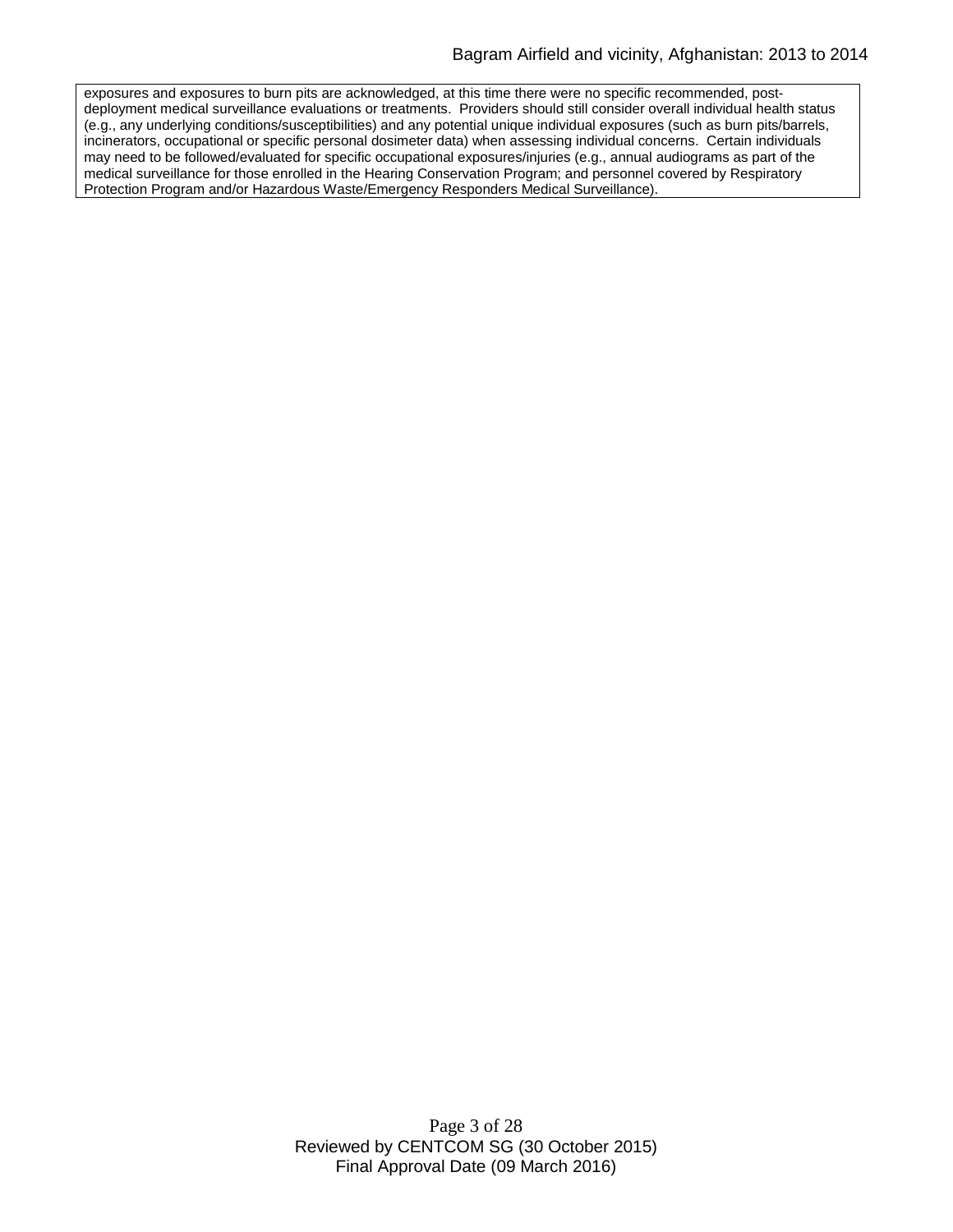exposures and exposures to burn pits are acknowledged, at this time there were no specific recommended, post-deployment medical surveillance evaluations or treatments. Providers should still consider overall individual health status (e.g., any underlying conditions/susceptibilities) and any potential unique individual exposures (such as burn pits/barrels, incinerators, occupational or specific personal dosimeter data) when assessing individual concerns. Certain individuals may need to be followed/evaluated for specific occupational exposures/injuries (e.g., annual audiograms as part of the medical surveillance for those enrolled in the Hearing Conservation Program; and personnel covered by Respiratory Protection Program and/or Hazardous Waste/Emergency Responders Medical Surveillance).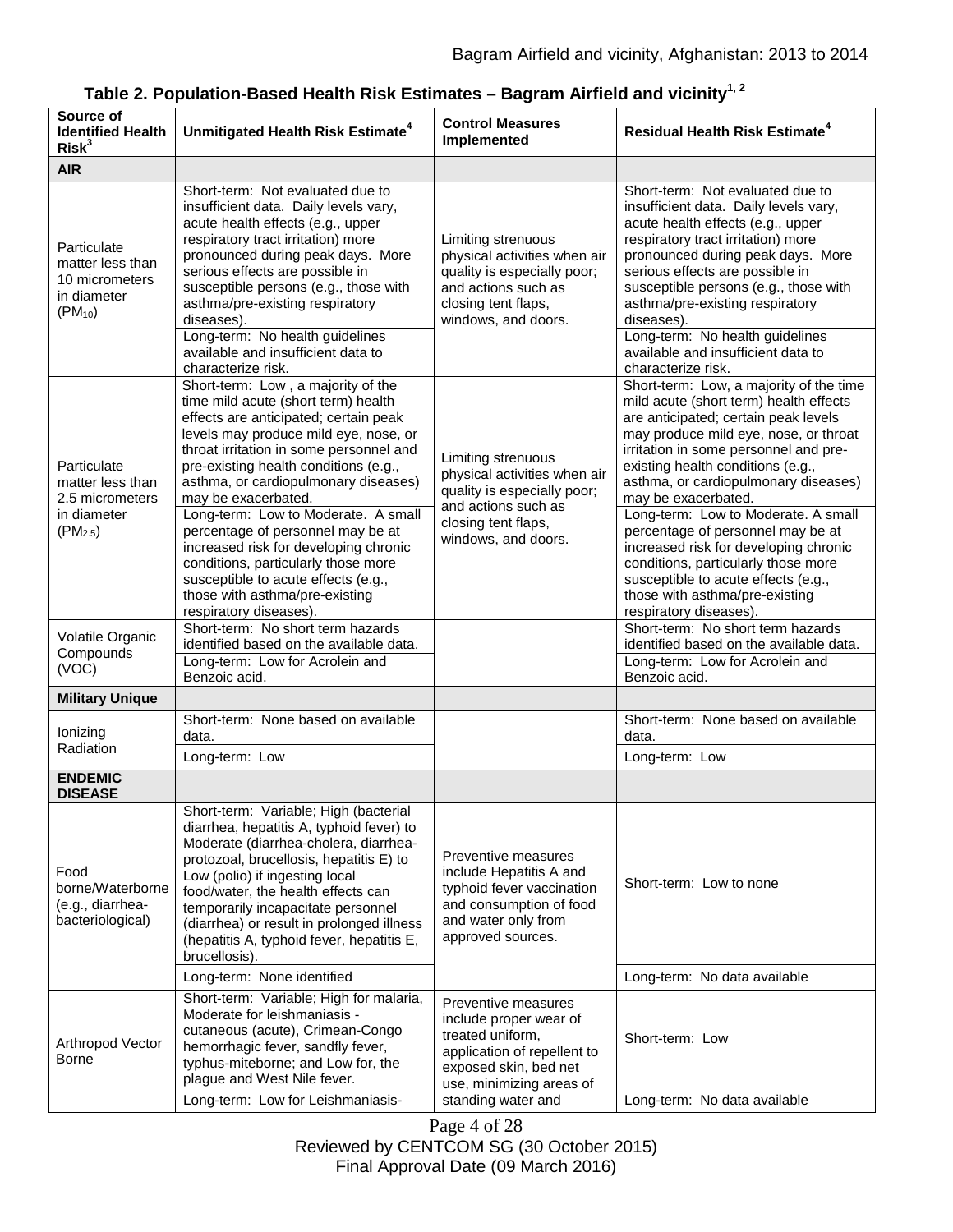## Table 2. Population-Based Health Risk Estimates – Bagram Airfield and vicinity[1, 2]

| Source of Identified Health Risk[3] | Unmitigated Health Risk Estimate[4] | Control Measures Implemented | Residual Health Risk Estimate[4] |
|---|---|---|---|
| **AIR** | | | |
| Particulate matter less than 10 micrometers in diameter ($PM_{10}$) | Short-term: Not evaluated due to insufficient data. Daily levels vary, acute health effects (e.g., upper respiratory tract irritation) more pronounced during peak days. More serious effects are possible in susceptible persons (e.g., those with asthma/pre-existing respiratory diseases). | Limiting strenuous physical activities when air quality is especially poor; and actions such as closing tent flaps, windows, and doors. | Short-term: Not evaluated due to insufficient data. Daily levels vary, acute health effects (e.g., upper respiratory tract irritation) more pronounced during peak days. More serious effects are possible in susceptible persons (e.g., those with asthma/pre-existing respiratory diseases). |
| | Long-term: No health guidelines available and insufficient data to characterize risk. | | Long-term: No health guidelines available and insufficient data to characterize risk. |
| Particulate matter less than 2.5 micrometers in diameter ($PM_{2.5}$) | Short-term: Low , a majority of the time mild acute (short term) health effects are anticipated; certain peak levels may produce mild eye, nose, or throat irritation in some personnel and pre-existing health conditions (e.g., asthma, or cardiopulmonary diseases) may be exacerbated. | Limiting strenuous physical activities when air quality is especially poor; and actions such as closing tent flaps, windows, and doors. | Short-term: Low, a majority of the time mild acute (short term) health effects are anticipated; certain peak levels may produce mild eye, nose, or throat irritation in some personnel and pre-existing health conditions (e.g., asthma, or cardiopulmonary diseases) may be exacerbated. |
| | Long-term: Low to Moderate. A small percentage of personnel may be at increased risk for developing chronic conditions, particularly those more susceptible to acute effects (e.g., those with asthma/pre-existing respiratory diseases). | | Long-term: Low to Moderate. A small percentage of personnel may be at increased risk for developing chronic conditions, particularly those more susceptible to acute effects (e.g., those with asthma/pre-existing respiratory diseases). |
| Volatile Organic Compounds (VOC) | Short-term: No short term hazards identified based on the available data. | | Short-term: No short term hazards identified based on the available data. |
| | Long-term: Low for Acrolein and Benzoic acid. | | Long-term: Low for Acrolein and Benzoic acid. |
| **Military Unique** | | | |
| Ionizing Radiation | Short-term: None based on available data. | | Short-term: None based on available data. |
| | Long-term: Low | | Long-term: Low |
| **ENDEMIC DISEASE** | | | |
| Food borne/Waterborne (e.g., diarrhea-bacteriological) | Short-term: Variable; High (bacterial diarrhea, hepatitis A, typhoid fever) to Moderate (diarrhea-cholera, diarrhea-protozoal, brucellosis, hepatitis E) to Low (polio) if ingesting local food/water, the health effects can temporarily incapacitate personnel (diarrhea) or result in prolonged illness (hepatitis A, typhoid fever, hepatitis E, brucellosis). | Preventive measures include Hepatitis A and typhoid fever vaccination and consumption of food and water only from approved sources. | Short-term: Low to none |
| | Long-term: None identified | | Long-term: No data available |
| Arthropod Vector Borne | Short-term: Variable; High for malaria, Moderate for leishmaniasis - cutaneous (acute), Crimean-Congo hemorrhagic fever, sandfly fever, typhus-miteborne; and Low for, the plague and West Nile fever. | Preventive measures include proper wear of treated uniform, application of repellent to exposed skin, bed net use, minimizing areas of standing water and | Short-term: Low |
| | Long-term: Low for Leishmaniasis- | | Long-term: No data available |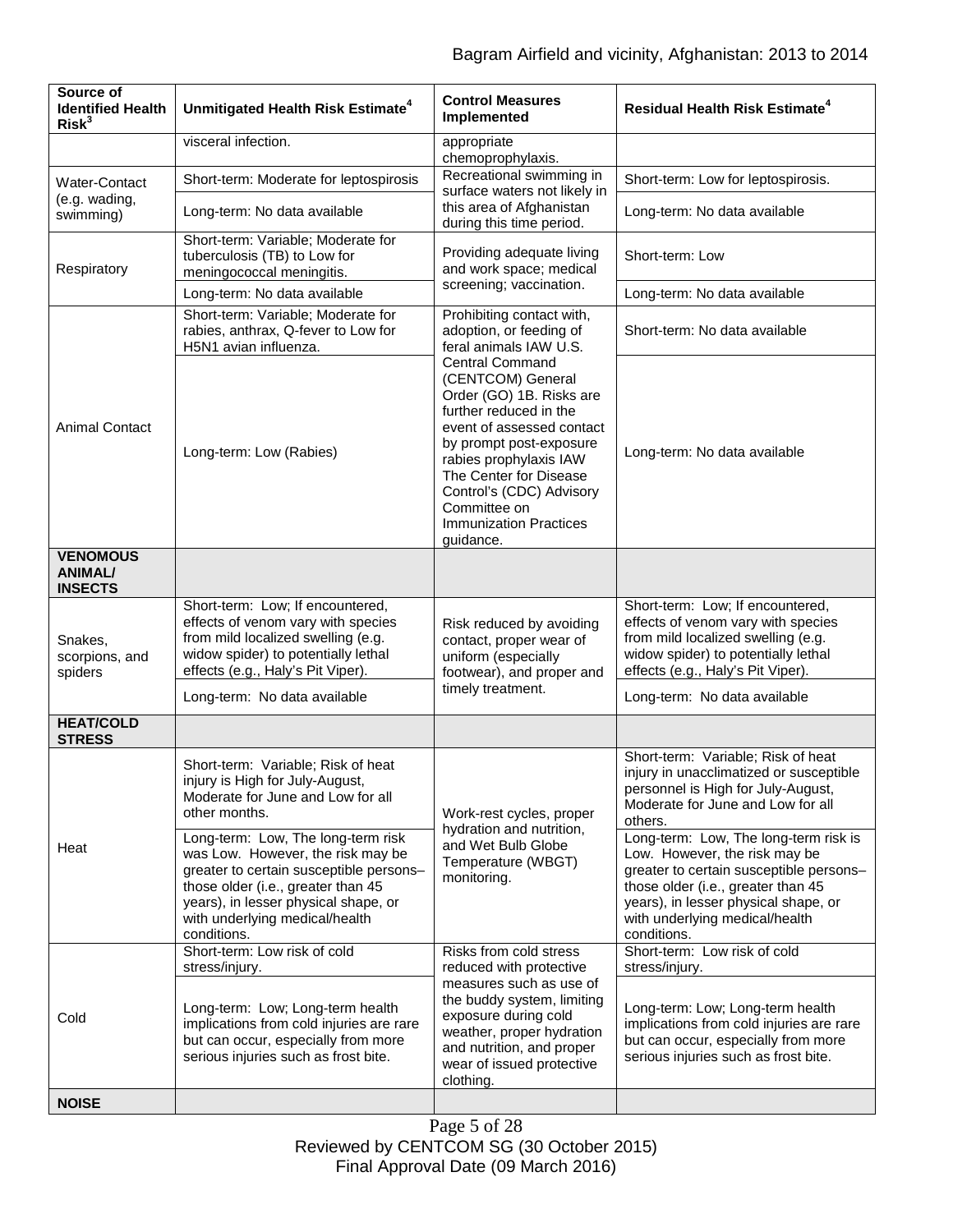| Source of Identified Health Risk[3] | Unmitigated Health Risk Estimate[4] | Control Measures Implemented | Residual Health Risk Estimate[4] |
|---|---|---|---|
| | visceral infection. | appropriate chemoprophylaxis. | |
| Water-Contact (e.g. wading, swimming) | Short-term: Moderate for leptospirosis | Recreational swimming in surface waters not likely in this area of Afghanistan during this time period. | Short-term: Low for leptospirosis. |
| | Long-term: No data available | | Long-term: No data available |
| Respiratory | Short-term: Variable; Moderate for tuberculosis (TB) to Low for meningococcal meningitis. | Providing adequate living and work space; medical screening; vaccination. | Short-term: Low |
| | Long-term: No data available | | Long-term: No data available |
| Animal Contact | Short-term: Variable; Moderate for rabies, anthrax, Q-fever to Low for H5N1 avian influenza. | Prohibiting contact with, adoption, or feeding of feral animals IAW U.S. Central Command (CENTCOM) General Order (GO) 1B. Risks are further reduced in the event of assessed contact by prompt post-exposure rabies prophylaxis IAW The Center for Disease Control's (CDC) Advisory Committee on Immunization Practices guidance. | Short-term: No data available |
| | Long-term: Low (Rabies) | | Long-term: No data available |
| **VENOMOUS ANIMAL/ INSECTS** | | | |
| Snakes, scorpions, and spiders | Short-term: Low; If encountered, effects of venom vary with species from mild localized swelling (e.g. widow spider) to potentially lethal effects (e.g., Haly's Pit Viper). | Risk reduced by avoiding contact, proper wear of uniform (especially footwear), and proper and timely treatment. | Short-term: Low; If encountered, effects of venom vary with species from mild localized swelling (e.g. widow spider) to potentially lethal effects (e.g., Haly's Pit Viper). |
| | Long-term: No data available | | Long-term: No data available |
| **HEAT/COLD STRESS** | | | |
| Heat | Short-term: Variable; Risk of heat injury is High for July-August, Moderate for June and Low for all other months. | Work-rest cycles, proper hydration and nutrition, and Wet Bulb Globe Temperature (WBGT) monitoring. | Short-term: Variable; Risk of heat injury in unacclimatized or susceptible personnel is High for July-August, Moderate for June and Low for all others. |
| | Long-term: Low, The long-term risk was Low. However, the risk may be greater to certain susceptible persons–those older (i.e., greater than 45 years), in lesser physical shape, or with underlying medical/health conditions. | | Long-term: Low, The long-term risk is Low. However, the risk may be greater to certain susceptible persons–those older (i.e., greater than 45 years), in lesser physical shape, or with underlying medical/health conditions. |
| Cold | Short-term: Low risk of cold stress/injury. | Risks from cold stress reduced with protective measures such as use of the buddy system, limiting exposure during cold weather, proper hydration and nutrition, and proper wear of issued protective clothing. | Short-term: Low risk of cold stress/injury. |
| | Long-term: Low; Long-term health implications from cold injuries are rare but can occur, especially from more serious injuries such as frost bite. | | Long-term: Low; Long-term health implications from cold injuries are rare but can occur, especially from more serious injuries such as frost bite. |
| **NOISE** | | | |

Reviewed by CENTCOM SG (30 October 2015)
Final Approval Date (09 March 2016)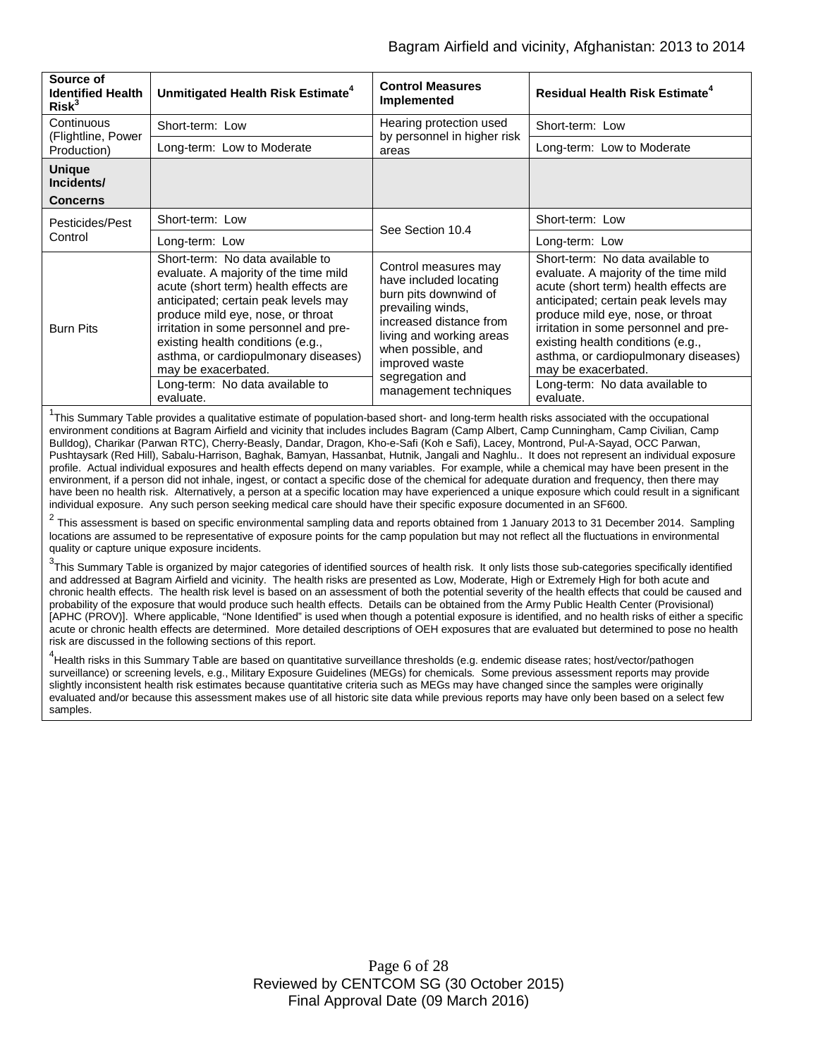| Source of Identified Health Risk[3] | Unmitigated Health Risk Estimate[4] | Control Measures Implemented | Residual Health Risk Estimate[4] |
|---|---|---|---|
| Continuous (Flightline, Power Production) | Short-term: Low | Hearing protection used by personnel in higher risk areas | Short-term: Low |
| | Long-term: Low to Moderate | | Long-term: Low to Moderate |
| **Unique Incidents/ Concerns** | | | |
| Pesticides/Pest Control | Short-term: Low | See Section 10.4 | Short-term: Low |
| | Long-term: Low | | Long-term: Low |
| Burn Pits | Short-term: No data available to evaluate. A majority of the time mild acute (short term) health effects are anticipated; certain peak levels may produce mild eye, nose, or throat irritation in some personnel and pre-existing health conditions (e.g., asthma, or cardiopulmonary diseases) may be exacerbated. | Control measures may have included locating burn pits downwind of prevailing winds, increased distance from living and working areas when possible, and improved waste segregation and management techniques | Short-term: No data available to evaluate. A majority of the time mild acute (short term) health effects are anticipated; certain peak levels may produce mild eye, nose, or throat irritation in some personnel and pre-existing health conditions (e.g., asthma, or cardiopulmonary diseases) may be exacerbated. |
| | Long-term: No data available to evaluate. | | Long-term: No data available to evaluate. |

[1]This Summary Table provides a qualitative estimate of population-based short- and long-term health risks associated with the occupational environment conditions at Bagram Airfield and vicinity that includes includes Bagram (Camp Albert, Camp Cunningham, Camp Civilian, Camp Bulldog), Charikar (Parwan RTC), Cherry-Beasly, Dandar, Dragon, Kho-e-Safi (Koh e Safi), Lacey, Montrond, Pul-A-Sayad, OCC Parwan, Pushtaysark (Red Hill), Sabalu-Harrison, Baghak, Bamyan, Hassanbat, Hutnik, Jangali and Naghlu.. It does not represent an individual exposure profile. Actual individual exposures and health effects depend on many variables. For example, while a chemical may have been present in the environment, if a person did not inhale, ingest, or contact a specific dose of the chemical for adequate duration and frequency, then there may have been no health risk. Alternatively, a person at a specific location may have experienced a unique exposure which could result in a significant individual exposure. Any such person seeking medical care should have their specific exposure documented in an SF600.

[2] This assessment is based on specific environmental sampling data and reports obtained from 1 January 2013 to 31 December 2014. Sampling locations are assumed to be representative of exposure points for the camp population but may not reflect all the fluctuations in environmental quality or capture unique exposure incidents.

[3]This Summary Table is organized by major categories of identified sources of health risk. It only lists those sub-categories specifically identified and addressed at Bagram Airfield and vicinity. The health risks are presented as Low, Moderate, High or Extremely High for both acute and chronic health effects. The health risk level is based on an assessment of both the potential severity of the health effects that could be caused and probability of the exposure that would produce such health effects. Details can be obtained from the Army Public Health Center (Provisional) [APHC (PROV)]. Where applicable, "None Identified" is used when though a potential exposure is identified, and no health risks of either a specific acute or chronic health effects are determined. More detailed descriptions of OEH exposures that are evaluated but determined to pose no health risk are discussed in the following sections of this report.

[4]Health risks in this Summary Table are based on quantitative surveillance thresholds (e.g. endemic disease rates; host/vector/pathogen surveillance) or screening levels, e.g., Military Exposure Guidelines (MEGs) for chemicals. Some previous assessment reports may provide slightly inconsistent health risk estimates because quantitative criteria such as MEGs may have changed since the samples were originally evaluated and/or because this assessment makes use of all historic site data while previous reports may have only been based on a select few samples.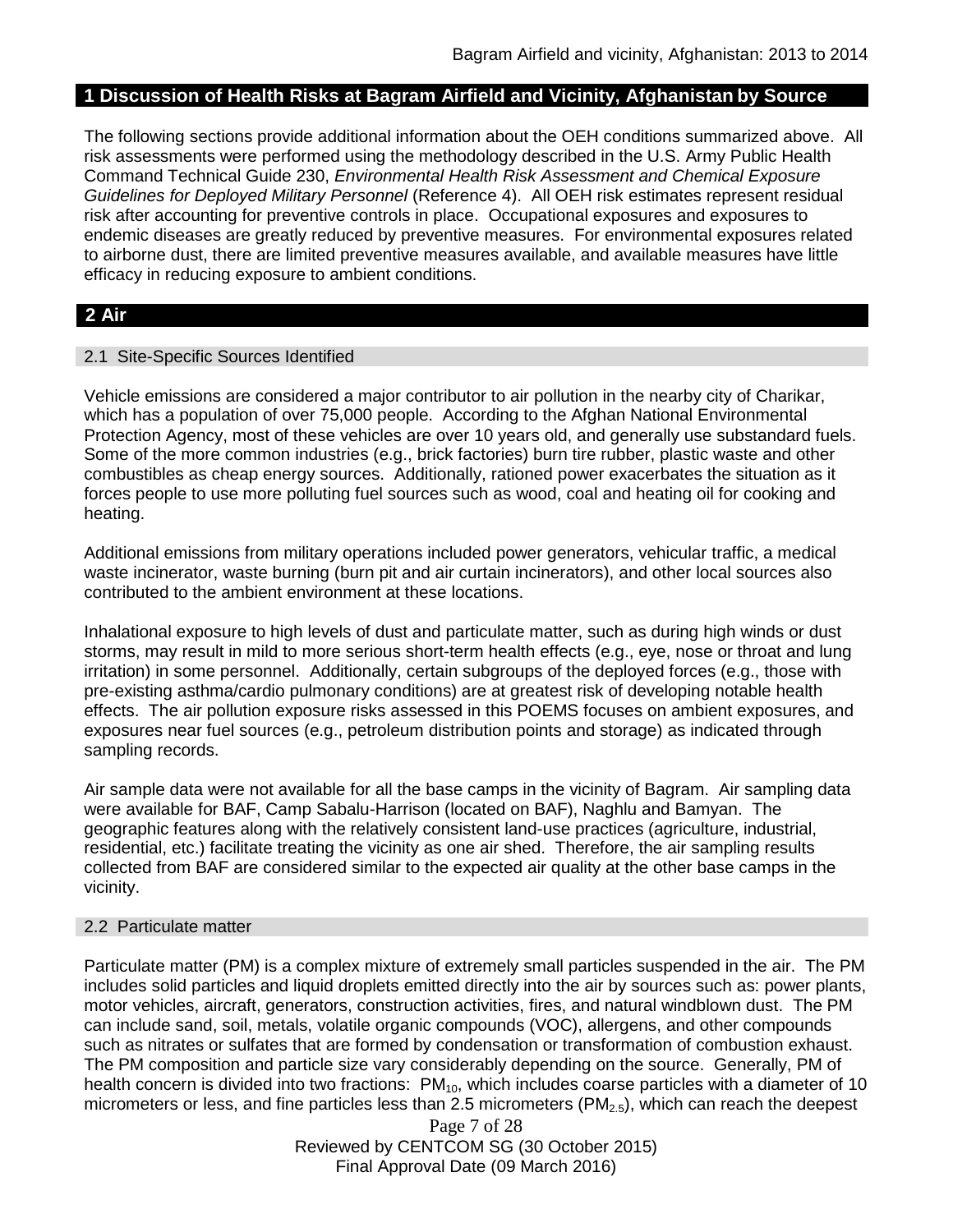## 1 Discussion of Health Risks at Bagram Airfield and Vicinity, Afghanistan by Source

The following sections provide additional information about the OEH conditions summarized above. All risk assessments were performed using the methodology described in the U.S. Army Public Health Command Technical Guide 230, *Environmental Health Risk Assessment and Chemical Exposure Guidelines for Deployed Military Personnel* (Reference 4). All OEH risk estimates represent residual risk after accounting for preventive controls in place. Occupational exposures and exposures to endemic diseases are greatly reduced by preventive measures. For environmental exposures related to airborne dust, there are limited preventive measures available, and available measures have little efficacy in reducing exposure to ambient conditions.

## 2 Air

### 2.1 Site-Specific Sources Identified

Vehicle emissions are considered a major contributor to air pollution in the nearby city of Charikar, which has a population of over 75,000 people. According to the Afghan National Environmental Protection Agency, most of these vehicles are over 10 years old, and generally use substandard fuels. Some of the more common industries (e.g., brick factories) burn tire rubber, plastic waste and other combustibles as cheap energy sources. Additionally, rationed power exacerbates the situation as it forces people to use more polluting fuel sources such as wood, coal and heating oil for cooking and heating.

Additional emissions from military operations included power generators, vehicular traffic, a medical waste incinerator, waste burning (burn pit and air curtain incinerators), and other local sources also contributed to the ambient environment at these locations.

Inhalational exposure to high levels of dust and particulate matter, such as during high winds or dust storms, may result in mild to more serious short-term health effects (e.g., eye, nose or throat and lung irritation) in some personnel. Additionally, certain subgroups of the deployed forces (e.g., those with pre-existing asthma/cardio pulmonary conditions) are at greatest risk of developing notable health effects. The air pollution exposure risks assessed in this POEMS focuses on ambient exposures, and exposures near fuel sources (e.g., petroleum distribution points and storage) as indicated through sampling records.

Air sample data were not available for all the base camps in the vicinity of Bagram. Air sampling data were available for BAF, Camp Sabalu-Harrison (located on BAF), Naghlu and Bamyan. The geographic features along with the relatively consistent land-use practices (agriculture, industrial, residential, etc.) facilitate treating the vicinity as one air shed. Therefore, the air sampling results collected from BAF are considered similar to the expected air quality at the other base camps in the vicinity.

### 2.2 Particulate matter

Particulate matter (PM) is a complex mixture of extremely small particles suspended in the air. The PM includes solid particles and liquid droplets emitted directly into the air by sources such as: power plants, motor vehicles, aircraft, generators, construction activities, fires, and natural windblown dust. The PM can include sand, soil, metals, volatile organic compounds (VOC), allergens, and other compounds such as nitrates or sulfates that are formed by condensation or transformation of combustion exhaust. The PM composition and particle size vary considerably depending on the source. Generally, PM of health concern is divided into two fractions: $PM_{10}$, which includes coarse particles with a diameter of 10 micrometers or less, and fine particles less than 2.5 micrometers ($PM_{2.5}$), which can reach the deepest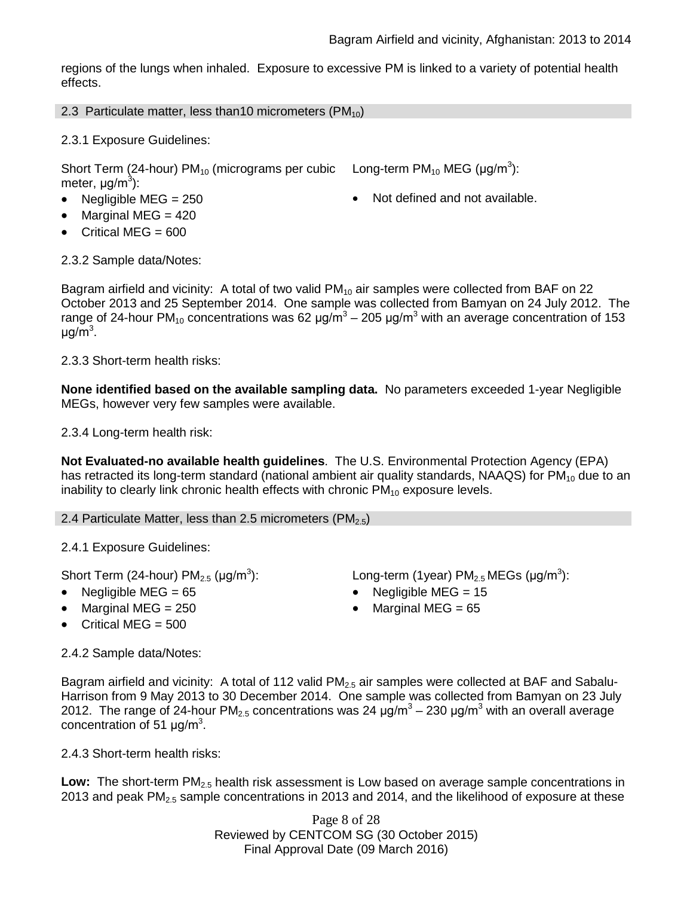regions of the lungs when inhaled. Exposure to excessive PM is linked to a variety of potential health effects.

## 2.3 Particulate matter, less than10 micrometers ($PM_{10}$)

2.3.1 Exposure Guidelines:

Short Term (24-hour) $PM_{10}$ (micrograms per cubic meter, $\mu g/m^3$):

- Negligible MEG = 250
- Marginal MEG = 420
- Critical MEG = 600

Long-term $PM_{10}$ MEG ($\mu g/m^3$):

- Not defined and not available.

2.3.2 Sample data/Notes:

Bagram airfield and vicinity: A total of two valid $PM_{10}$ air samples were collected from BAF on 22 October 2013 and 25 September 2014. One sample was collected from Bamyan on 24 July 2012. The range of 24-hour $PM_{10}$ concentrations was 62 $\mu g/m^3$ – 205 $\mu g/m^3$ with an average concentration of 153 $\mu g/m^3$.

2.3.3 Short-term health risks:

**None identified based on the available sampling data.** No parameters exceeded 1-year Negligible MEGs, however very few samples were available.

2.3.4 Long-term health risk:

**Not Evaluated-no available health guidelines**. The U.S. Environmental Protection Agency (EPA) has retracted its long-term standard (national ambient air quality standards, NAAQS) for $PM_{10}$ due to an inability to clearly link chronic health effects with chronic $PM_{10}$ exposure levels.

## 2.4 Particulate Matter, less than 2.5 micrometers ($PM_{2.5}$)

2.4.1 Exposure Guidelines:

Short Term (24-hour) $PM_{2.5}$ ($\mu g/m^3$):

- Negligible MEG = 65
- Marginal MEG = 250
- Critical MEG = 500

Long-term (1year) $PM_{2.5}$ MEGs ($\mu g/m^3$):

- Negligible MEG = 15
- Marginal MEG = 65

2.4.2 Sample data/Notes:

Bagram airfield and vicinity: A total of 112 valid $PM_{2.5}$ air samples were collected at BAF and Sabalu-Harrison from 9 May 2013 to 30 December 2014. One sample was collected from Bamyan on 23 July 2012. The range of 24-hour $PM_{2.5}$ concentrations was 24 $\mu g/m^3$ – 230 $\mu g/m^3$ with an overall average concentration of 51 $\mu g/m^3$.

2.4.3 Short-term health risks:

**Low:** The short-term $PM_{2.5}$ health risk assessment is Low based on average sample concentrations in 2013 and peak $PM_{2.5}$ sample concentrations in 2013 and 2014, and the likelihood of exposure at these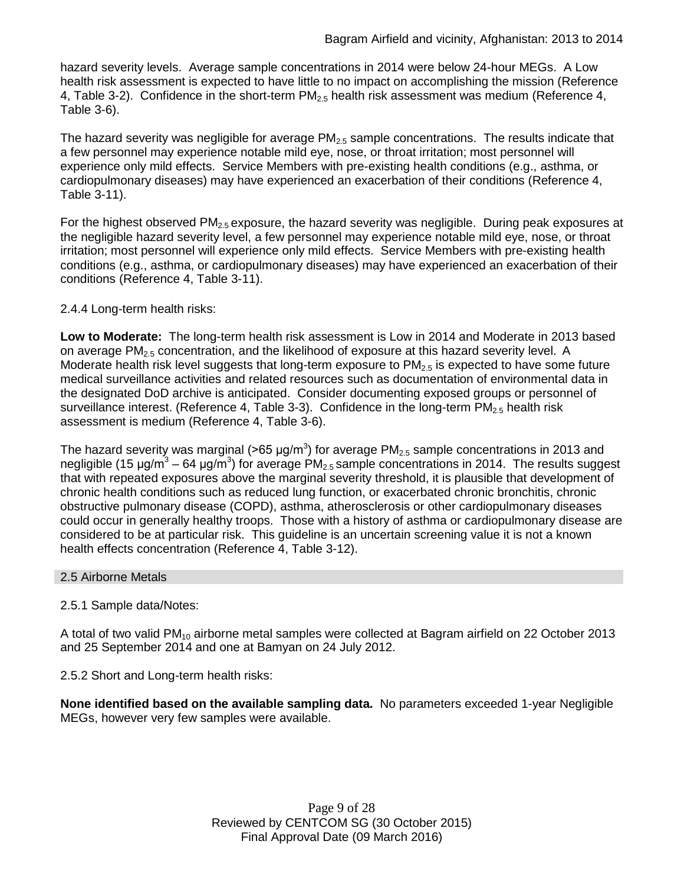hazard severity levels. Average sample concentrations in 2014 were below 24-hour MEGs. A Low health risk assessment is expected to have little to no impact on accomplishing the mission (Reference 4, Table 3-2). Confidence in the short-term $PM_{2.5}$ health risk assessment was medium (Reference 4, Table 3-6).

The hazard severity was negligible for average $PM_{2.5}$ sample concentrations. The results indicate that a few personnel may experience notable mild eye, nose, or throat irritation; most personnel will experience only mild effects. Service Members with pre-existing health conditions (e.g., asthma, or cardiopulmonary diseases) may have experienced an exacerbation of their conditions (Reference 4, Table 3-11).

For the highest observed $PM_{2.5}$ exposure, the hazard severity was negligible. During peak exposures at the negligible hazard severity level, a few personnel may experience notable mild eye, nose, or throat irritation; most personnel will experience only mild effects. Service Members with pre-existing health conditions (e.g., asthma, or cardiopulmonary diseases) may have experienced an exacerbation of their conditions (Reference 4, Table 3-11).

2.4.4 Long-term health risks:

**Low to Moderate:** The long-term health risk assessment is Low in 2014 and Moderate in 2013 based on average $PM_{2.5}$ concentration, and the likelihood of exposure at this hazard severity level. A Moderate health risk level suggests that long-term exposure to $PM_{2.5}$ is expected to have some future medical surveillance activities and related resources such as documentation of environmental data in the designated DoD archive is anticipated. Consider documenting exposed groups or personnel of surveillance interest. (Reference 4, Table 3-3). Confidence in the long-term $PM_{2.5}$ health risk assessment is medium (Reference 4, Table 3-6).

The hazard severity was marginal (>65 μg/m$^3$) for average $PM_{2.5}$ sample concentrations in 2013 and negligible (15 μg/m$^3$ – 64 μg/m$^3$) for average $PM_{2.5}$ sample concentrations in 2014. The results suggest that with repeated exposures above the marginal severity threshold, it is plausible that development of chronic health conditions such as reduced lung function, or exacerbated chronic bronchitis, chronic obstructive pulmonary disease (COPD), asthma, atherosclerosis or other cardiopulmonary diseases could occur in generally healthy troops. Those with a history of asthma or cardiopulmonary disease are considered to be at particular risk. This guideline is an uncertain screening value it is not a known health effects concentration (Reference 4, Table 3-12).

## 2.5 Airborne Metals

2.5.1 Sample data/Notes:

A total of two valid $PM_{10}$ airborne metal samples were collected at Bagram airfield on 22 October 2013 and 25 September 2014 and one at Bamyan on 24 July 2012.

2.5.2 Short and Long-term health risks:

**None identified based on the available sampling data.** No parameters exceeded 1-year Negligible MEGs, however very few samples were available.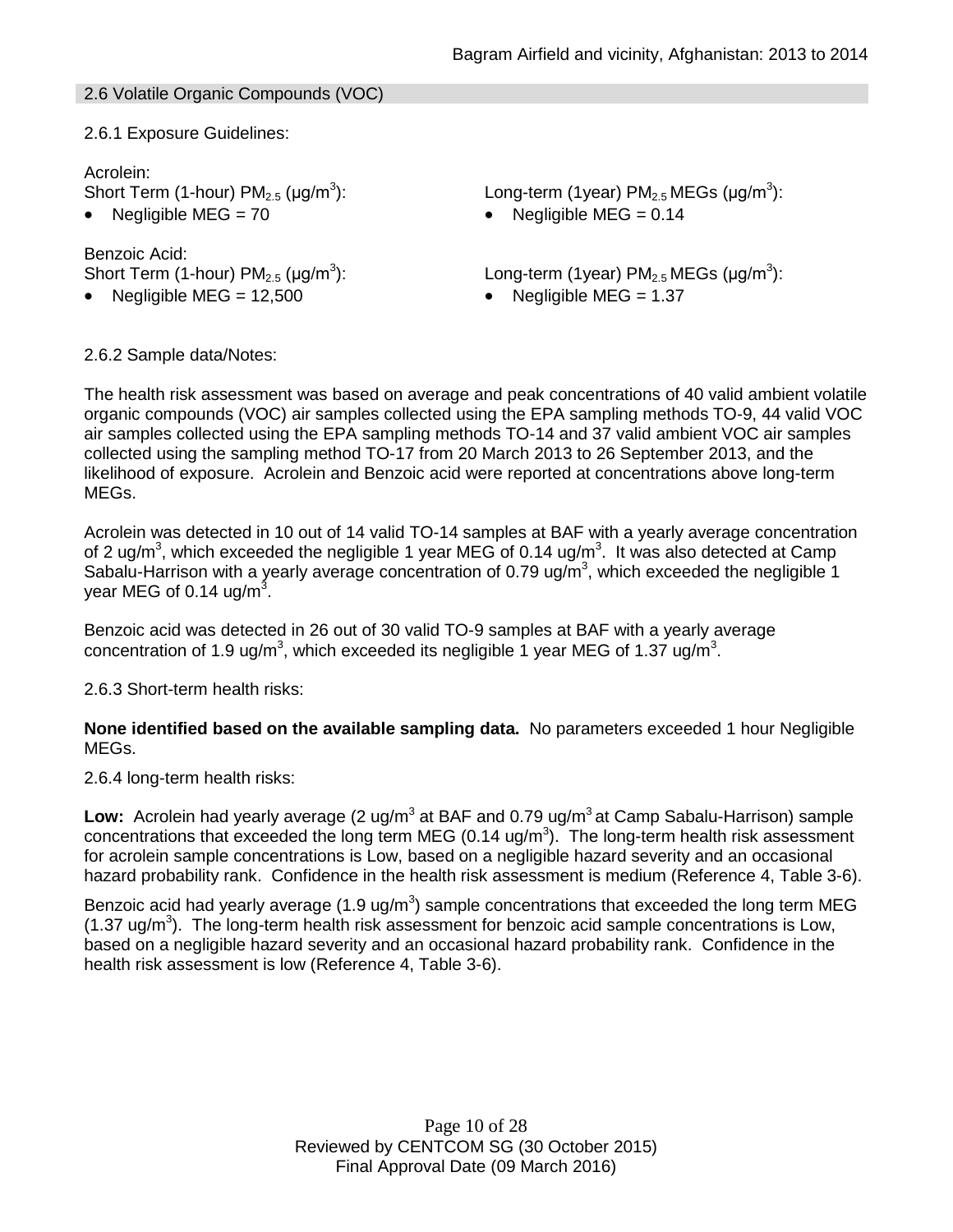## 2.6 Volatile Organic Compounds (VOC)

2.6.1 Exposure Guidelines:

Acrolein:

Short Term (1-hour) $PM_{2.5}$ ($\mu g/m^3$):

- Negligible MEG = 70

Long-term (1year) $PM_{2.5}$ MEGs ($\mu g/m^3$):

- Negligible MEG = 0.14

Benzoic Acid:

Short Term (1-hour) $PM_{2.5}$ ($\mu g/m^3$):

- Negligible MEG = 12,500

Long-term (1year) $PM_{2.5}$ MEGs ($\mu g/m^3$):

- Negligible MEG = 1.37

2.6.2 Sample data/Notes:

The health risk assessment was based on average and peak concentrations of 40 valid ambient volatile organic compounds (VOC) air samples collected using the EPA sampling methods TO-9, 44 valid VOC air samples collected using the EPA sampling methods TO-14 and 37 valid ambient VOC air samples collected using the sampling method TO-17 from 20 March 2013 to 26 September 2013, and the likelihood of exposure. Acrolein and Benzoic acid were reported at concentrations above long-term MEGs.

Acrolein was detected in 10 out of 14 valid TO-14 samples at BAF with a yearly average concentration of 2 $ug/m^3$, which exceeded the negligible 1 year MEG of 0.14 $ug/m^3$. It was also detected at Camp Sabalu-Harrison with a yearly average concentration of 0.79 $ug/m^3$, which exceeded the negligible 1 year MEG of 0.14 $ug/m^3$.

Benzoic acid was detected in 26 out of 30 valid TO-9 samples at BAF with a yearly average concentration of 1.9 $ug/m^3$, which exceeded its negligible 1 year MEG of 1.37 $ug/m^3$.

2.6.3 Short-term health risks:

**None identified based on the available sampling data.** No parameters exceeded 1 hour Negligible MEGs.

2.6.4 long-term health risks:

**Low:** Acrolein had yearly average (2 $ug/m^3$ at BAF and 0.79 $ug/m^3$ at Camp Sabalu-Harrison) sample concentrations that exceeded the long term MEG (0.14 $ug/m^3$). The long-term health risk assessment for acrolein sample concentrations is Low, based on a negligible hazard severity and an occasional hazard probability rank. Confidence in the health risk assessment is medium (Reference 4, Table 3-6).

Benzoic acid had yearly average (1.9 $ug/m^3$) sample concentrations that exceeded the long term MEG (1.37 $ug/m^3$). The long-term health risk assessment for benzoic acid sample concentrations is Low, based on a negligible hazard severity and an occasional hazard probability rank. Confidence in the health risk assessment is low (Reference 4, Table 3-6).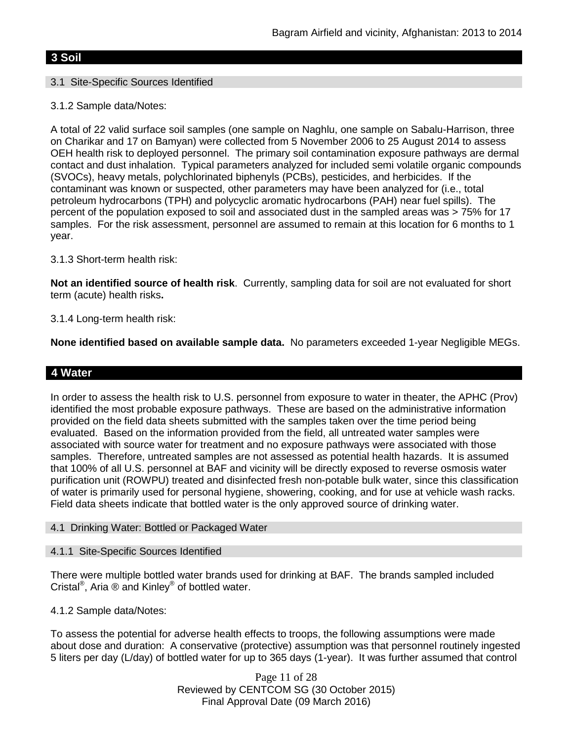## 3 Soil

### 3.1 Site-Specific Sources Identified

3.1.2 Sample data/Notes:

A total of 22 valid surface soil samples (one sample on Naghlu, one sample on Sabalu-Harrison, three on Charikar and 17 on Bamyan) were collected from 5 November 2006 to 25 August 2014 to assess OEH health risk to deployed personnel. The primary soil contamination exposure pathways are dermal contact and dust inhalation. Typical parameters analyzed for included semi volatile organic compounds (SVOCs), heavy metals, polychlorinated biphenyls (PCBs), pesticides, and herbicides. If the contaminant was known or suspected, other parameters may have been analyzed for (i.e., total petroleum hydrocarbons (TPH) and polycyclic aromatic hydrocarbons (PAH) near fuel spills). The percent of the population exposed to soil and associated dust in the sampled areas was > 75% for 17 samples. For the risk assessment, personnel are assumed to remain at this location for 6 months to 1 year.

3.1.3 Short-term health risk:

**Not an identified source of health risk**. Currently, sampling data for soil are not evaluated for short term (acute) health risks**.**

3.1.4 Long-term health risk:

**None identified based on available sample data.** No parameters exceeded 1-year Negligible MEGs.

## 4 Water

In order to assess the health risk to U.S. personnel from exposure to water in theater, the APHC (Prov) identified the most probable exposure pathways. These are based on the administrative information provided on the field data sheets submitted with the samples taken over the time period being evaluated. Based on the information provided from the field, all untreated water samples were associated with source water for treatment and no exposure pathways were associated with those samples. Therefore, untreated samples are not assessed as potential health hazards. It is assumed that 100% of all U.S. personnel at BAF and vicinity will be directly exposed to reverse osmosis water purification unit (ROWPU) treated and disinfected fresh non-potable bulk water, since this classification of water is primarily used for personal hygiene, showering, cooking, and for use at vehicle wash racks. Field data sheets indicate that bottled water is the only approved source of drinking water.

### 4.1 Drinking Water: Bottled or Packaged Water

#### 4.1.1 Site-Specific Sources Identified

There were multiple bottled water brands used for drinking at BAF. The brands sampled included Cristal®, Aria ® and Kinley® of bottled water.

4.1.2 Sample data/Notes:

To assess the potential for adverse health effects to troops, the following assumptions were made about dose and duration: A conservative (protective) assumption was that personnel routinely ingested 5 liters per day (L/day) of bottled water for up to 365 days (1-year). It was further assumed that control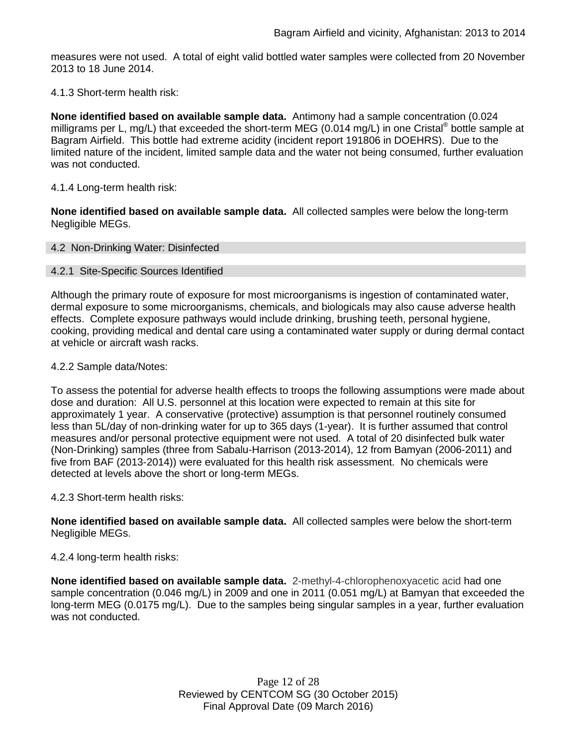measures were not used. A total of eight valid bottled water samples were collected from 20 November 2013 to 18 June 2014.

4.1.3 Short-term health risk:

**None identified based on available sample data.** Antimony had a sample concentration (0.024 milligrams per L, mg/L) that exceeded the short-term MEG (0.014 mg/L) in one Cristal® bottle sample at Bagram Airfield. This bottle had extreme acidity (incident report 191806 in DOEHRS). Due to the limited nature of the incident, limited sample data and the water not being consumed, further evaluation was not conducted.

4.1.4 Long-term health risk:

**None identified based on available sample data.** All collected samples were below the long-term Negligible MEGs.

## 4.2 Non-Drinking Water: Disinfected

### 4.2.1 Site-Specific Sources Identified

Although the primary route of exposure for most microorganisms is ingestion of contaminated water, dermal exposure to some microorganisms, chemicals, and biologicals may also cause adverse health effects. Complete exposure pathways would include drinking, brushing teeth, personal hygiene, cooking, providing medical and dental care using a contaminated water supply or during dermal contact at vehicle or aircraft wash racks.

4.2.2 Sample data/Notes:

To assess the potential for adverse health effects to troops the following assumptions were made about dose and duration: All U.S. personnel at this location were expected to remain at this site for approximately 1 year. A conservative (protective) assumption is that personnel routinely consumed less than 5L/day of non-drinking water for up to 365 days (1-year). It is further assumed that control measures and/or personal protective equipment were not used. A total of 20 disinfected bulk water (Non-Drinking) samples (three from Sabalu-Harrison (2013-2014), 12 from Bamyan (2006-2011) and five from BAF (2013-2014)) were evaluated for this health risk assessment. No chemicals were detected at levels above the short or long-term MEGs.

4.2.3 Short-term health risks:

**None identified based on available sample data.** All collected samples were below the short-term Negligible MEGs.

4.2.4 long-term health risks:

**None identified based on available sample data.** 2-methyl-4-chlorophenoxyacetic acid had one sample concentration (0.046 mg/L) in 2009 and one in 2011 (0.051 mg/L) at Bamyan that exceeded the long-term MEG (0.0175 mg/L). Due to the samples being singular samples in a year, further evaluation was not conducted.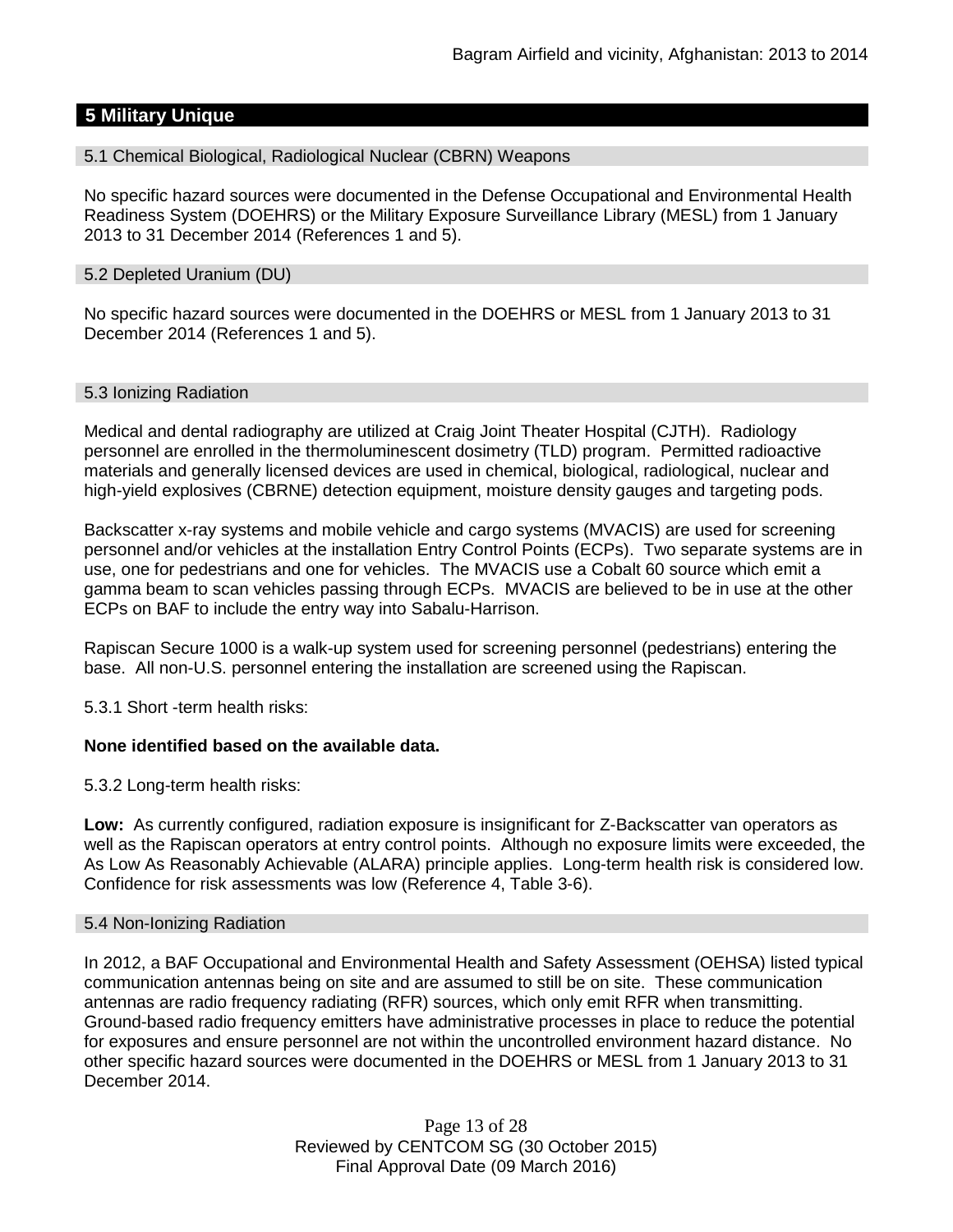## 5 Military Unique

### 5.1 Chemical Biological, Radiological Nuclear (CBRN) Weapons

No specific hazard sources were documented in the Defense Occupational and Environmental Health Readiness System (DOEHRS) or the Military Exposure Surveillance Library (MESL) from 1 January 2013 to 31 December 2014 (References 1 and 5).

### 5.2 Depleted Uranium (DU)

No specific hazard sources were documented in the DOEHRS or MESL from 1 January 2013 to 31 December 2014 (References 1 and 5).

### 5.3 Ionizing Radiation

Medical and dental radiography are utilized at Craig Joint Theater Hospital (CJTH). Radiology personnel are enrolled in the thermoluminescent dosimetry (TLD) program. Permitted radioactive materials and generally licensed devices are used in chemical, biological, radiological, nuclear and high-yield explosives (CBRNE) detection equipment, moisture density gauges and targeting pods.

Backscatter x-ray systems and mobile vehicle and cargo systems (MVACIS) are used for screening personnel and/or vehicles at the installation Entry Control Points (ECPs). Two separate systems are in use, one for pedestrians and one for vehicles. The MVACIS use a Cobalt 60 source which emit a gamma beam to scan vehicles passing through ECPs. MVACIS are believed to be in use at the other ECPs on BAF to include the entry way into Sabalu-Harrison.

Rapiscan Secure 1000 is a walk-up system used for screening personnel (pedestrians) entering the base. All non-U.S. personnel entering the installation are screened using the Rapiscan.

5.3.1 Short -term health risks:

**None identified based on the available data.**

5.3.2 Long-term health risks:

**Low:** As currently configured, radiation exposure is insignificant for Z-Backscatter van operators as well as the Rapiscan operators at entry control points. Although no exposure limits were exceeded, the As Low As Reasonably Achievable (ALARA) principle applies. Long-term health risk is considered low. Confidence for risk assessments was low (Reference 4, Table 3-6).

### 5.4 Non-Ionizing Radiation

In 2012, a BAF Occupational and Environmental Health and Safety Assessment (OEHSA) listed typical communication antennas being on site and are assumed to still be on site. These communication antennas are radio frequency radiating (RFR) sources, which only emit RFR when transmitting. Ground-based radio frequency emitters have administrative processes in place to reduce the potential for exposures and ensure personnel are not within the uncontrolled environment hazard distance. No other specific hazard sources were documented in the DOEHRS or MESL from 1 January 2013 to 31 December 2014.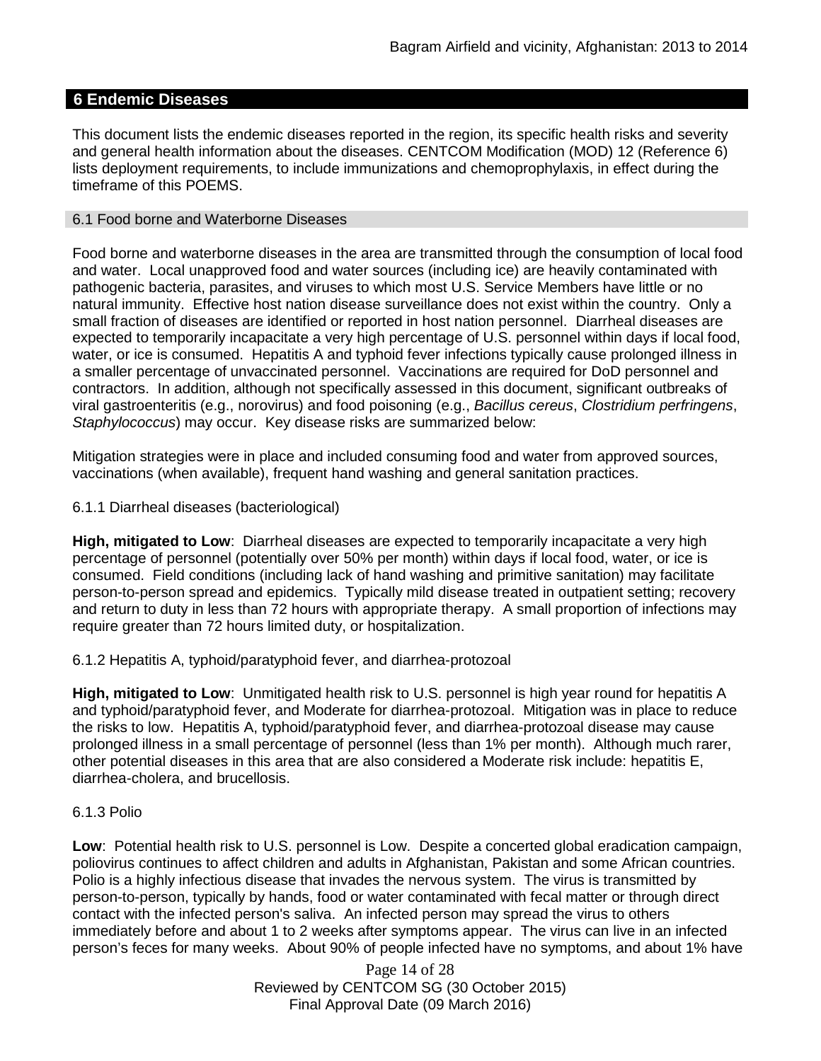## 6 Endemic Diseases

This document lists the endemic diseases reported in the region, its specific health risks and severity and general health information about the diseases. CENTCOM Modification (MOD) 12 (Reference 6) lists deployment requirements, to include immunizations and chemoprophylaxis, in effect during the timeframe of this POEMS.

### 6.1 Food borne and Waterborne Diseases

Food borne and waterborne diseases in the area are transmitted through the consumption of local food and water. Local unapproved food and water sources (including ice) are heavily contaminated with pathogenic bacteria, parasites, and viruses to which most U.S. Service Members have little or no natural immunity. Effective host nation disease surveillance does not exist within the country. Only a small fraction of diseases are identified or reported in host nation personnel. Diarrheal diseases are expected to temporarily incapacitate a very high percentage of U.S. personnel within days if local food, water, or ice is consumed. Hepatitis A and typhoid fever infections typically cause prolonged illness in a smaller percentage of unvaccinated personnel. Vaccinations are required for DoD personnel and contractors. In addition, although not specifically assessed in this document, significant outbreaks of viral gastroenteritis (e.g., norovirus) and food poisoning (e.g., *Bacillus cereus*, *Clostridium perfringens*, *Staphylococcus*) may occur. Key disease risks are summarized below:

Mitigation strategies were in place and included consuming food and water from approved sources, vaccinations (when available), frequent hand washing and general sanitation practices.

#### 6.1.1 Diarrheal diseases (bacteriological)

**High, mitigated to Low**: Diarrheal diseases are expected to temporarily incapacitate a very high percentage of personnel (potentially over 50% per month) within days if local food, water, or ice is consumed. Field conditions (including lack of hand washing and primitive sanitation) may facilitate person-to-person spread and epidemics. Typically mild disease treated in outpatient setting; recovery and return to duty in less than 72 hours with appropriate therapy. A small proportion of infections may require greater than 72 hours limited duty, or hospitalization.

#### 6.1.2 Hepatitis A, typhoid/paratyphoid fever, and diarrhea-protozoal

**High, mitigated to Low**: Unmitigated health risk to U.S. personnel is high year round for hepatitis A and typhoid/paratyphoid fever, and Moderate for diarrhea-protozoal. Mitigation was in place to reduce the risks to low. Hepatitis A, typhoid/paratyphoid fever, and diarrhea-protozoal disease may cause prolonged illness in a small percentage of personnel (less than 1% per month). Although much rarer, other potential diseases in this area that are also considered a Moderate risk include: hepatitis E, diarrhea-cholera, and brucellosis.

#### 6.1.3 Polio

**Low**: Potential health risk to U.S. personnel is Low. Despite a concerted global eradication campaign, poliovirus continues to affect children and adults in Afghanistan, Pakistan and some African countries. Polio is a highly infectious disease that invades the nervous system. The virus is transmitted by person-to-person, typically by hands, food or water contaminated with fecal matter or through direct contact with the infected person's saliva. An infected person may spread the virus to others immediately before and about 1 to 2 weeks after symptoms appear. The virus can live in an infected person's feces for many weeks. About 90% of people infected have no symptoms, and about 1% have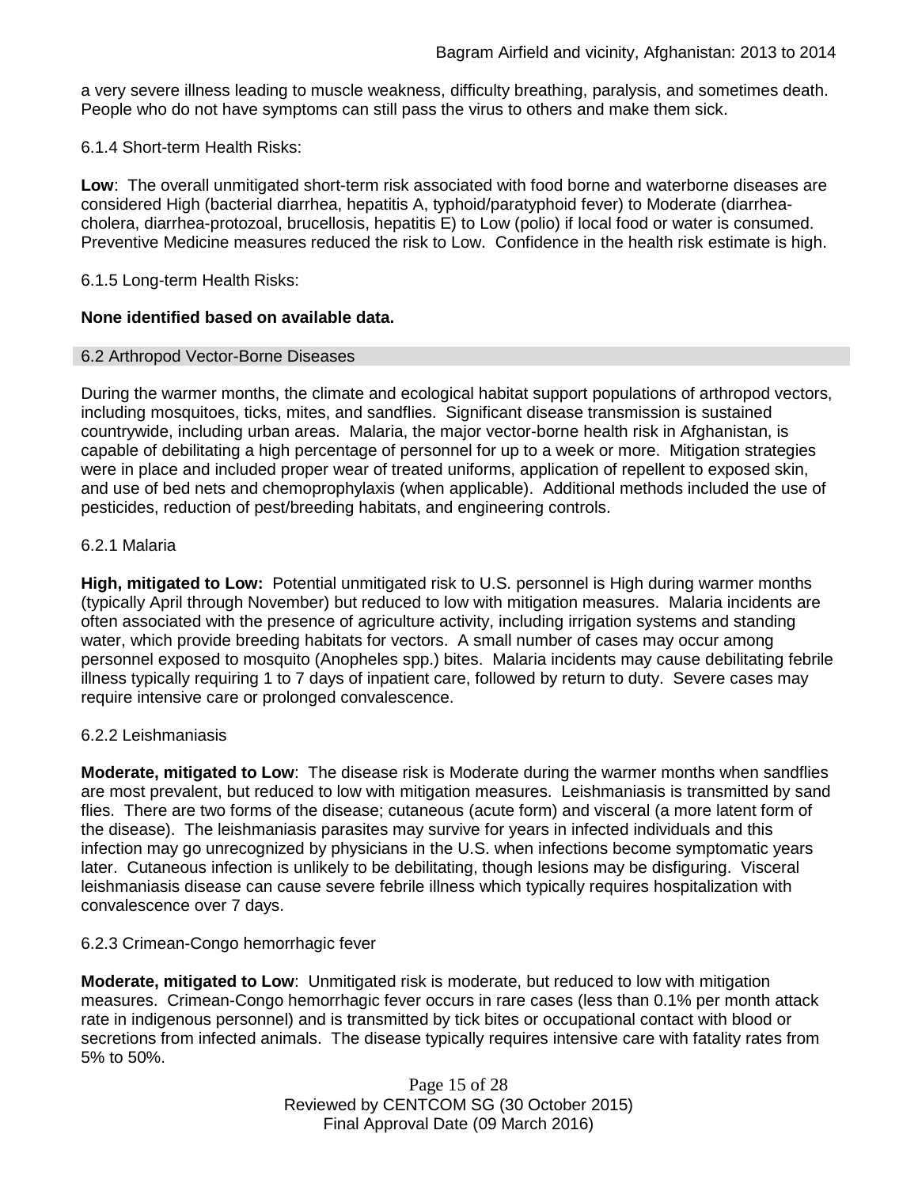a very severe illness leading to muscle weakness, difficulty breathing, paralysis, and sometimes death. People who do not have symptoms can still pass the virus to others and make them sick.

6.1.4 Short-term Health Risks:

**Low**: The overall unmitigated short-term risk associated with food borne and waterborne diseases are considered High (bacterial diarrhea, hepatitis A, typhoid/paratyphoid fever) to Moderate (diarrhea-cholera, diarrhea-protozoal, brucellosis, hepatitis E) to Low (polio) if local food or water is consumed. Preventive Medicine measures reduced the risk to Low. Confidence in the health risk estimate is high.

6.1.5 Long-term Health Risks:

**None identified based on available data.**

## 6.2 Arthropod Vector-Borne Diseases

During the warmer months, the climate and ecological habitat support populations of arthropod vectors, including mosquitoes, ticks, mites, and sandflies. Significant disease transmission is sustained countrywide, including urban areas. Malaria, the major vector-borne health risk in Afghanistan, is capable of debilitating a high percentage of personnel for up to a week or more. Mitigation strategies were in place and included proper wear of treated uniforms, application of repellent to exposed skin, and use of bed nets and chemoprophylaxis (when applicable). Additional methods included the use of pesticides, reduction of pest/breeding habitats, and engineering controls.

6.2.1 Malaria

**High, mitigated to Low:** Potential unmitigated risk to U.S. personnel is High during warmer months (typically April through November) but reduced to low with mitigation measures. Malaria incidents are often associated with the presence of agriculture activity, including irrigation systems and standing water, which provide breeding habitats for vectors. A small number of cases may occur among personnel exposed to mosquito (Anopheles spp.) bites. Malaria incidents may cause debilitating febrile illness typically requiring 1 to 7 days of inpatient care, followed by return to duty. Severe cases may require intensive care or prolonged convalescence.

6.2.2 Leishmaniasis

**Moderate, mitigated to Low**: The disease risk is Moderate during the warmer months when sandflies are most prevalent, but reduced to low with mitigation measures. Leishmaniasis is transmitted by sand flies. There are two forms of the disease; cutaneous (acute form) and visceral (a more latent form of the disease). The leishmaniasis parasites may survive for years in infected individuals and this infection may go unrecognized by physicians in the U.S. when infections become symptomatic years later. Cutaneous infection is unlikely to be debilitating, though lesions may be disfiguring. Visceral leishmaniasis disease can cause severe febrile illness which typically requires hospitalization with convalescence over 7 days.

6.2.3 Crimean-Congo hemorrhagic fever

**Moderate, mitigated to Low**: Unmitigated risk is moderate, but reduced to low with mitigation measures. Crimean-Congo hemorrhagic fever occurs in rare cases (less than 0.1% per month attack rate in indigenous personnel) and is transmitted by tick bites or occupational contact with blood or secretions from infected animals. The disease typically requires intensive care with fatality rates from 5% to 50%.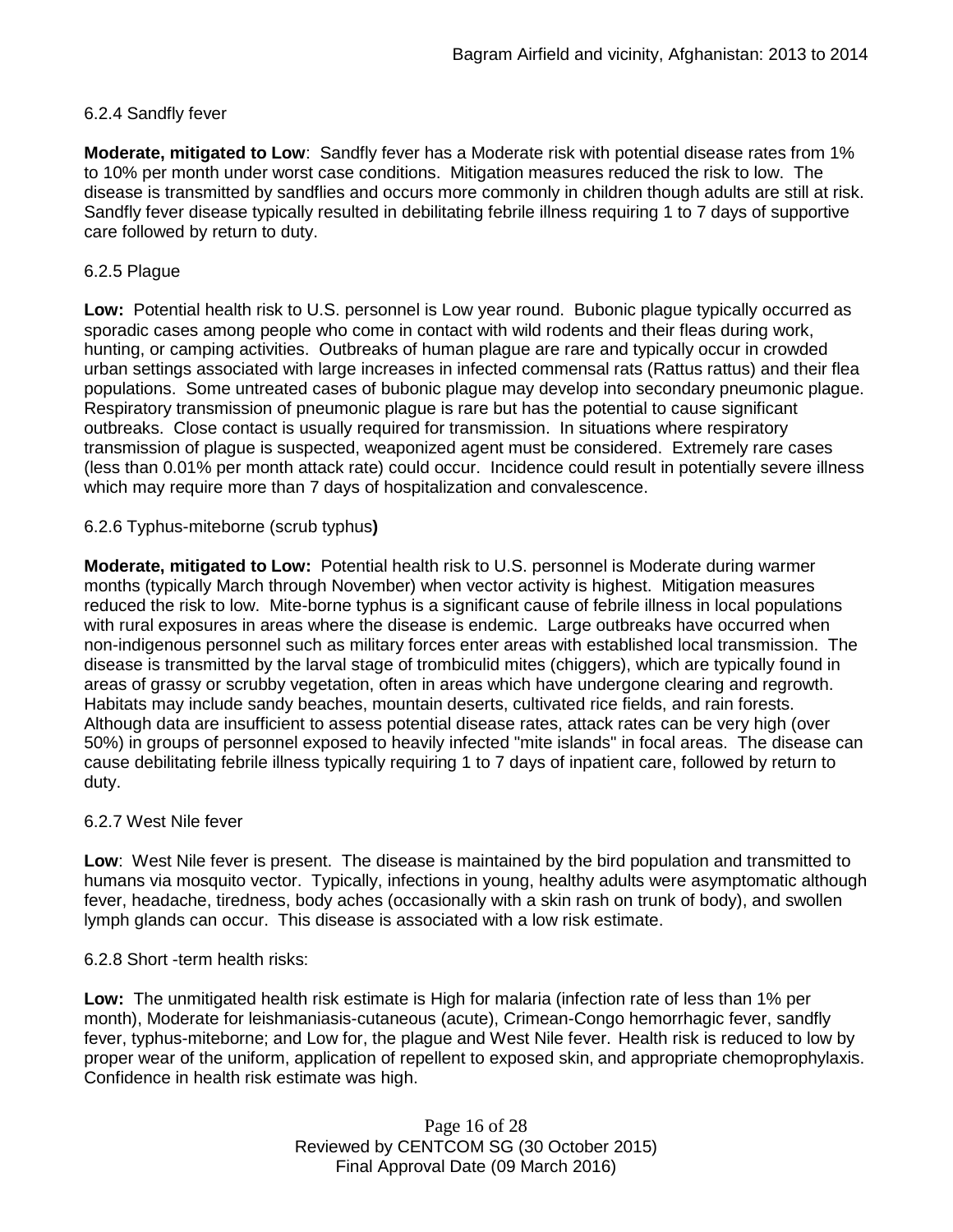6.2.4 Sandfly fever

**Moderate, mitigated to Low**: Sandfly fever has a Moderate risk with potential disease rates from 1% to 10% per month under worst case conditions. Mitigation measures reduced the risk to low. The disease is transmitted by sandflies and occurs more commonly in children though adults are still at risk. Sandfly fever disease typically resulted in debilitating febrile illness requiring 1 to 7 days of supportive care followed by return to duty.

6.2.5 Plague

**Low:** Potential health risk to U.S. personnel is Low year round. Bubonic plague typically occurred as sporadic cases among people who come in contact with wild rodents and their fleas during work, hunting, or camping activities. Outbreaks of human plague are rare and typically occur in crowded urban settings associated with large increases in infected commensal rats (Rattus rattus) and their flea populations. Some untreated cases of bubonic plague may develop into secondary pneumonic plague. Respiratory transmission of pneumonic plague is rare but has the potential to cause significant outbreaks. Close contact is usually required for transmission. In situations where respiratory transmission of plague is suspected, weaponized agent must be considered. Extremely rare cases (less than 0.01% per month attack rate) could occur. Incidence could result in potentially severe illness which may require more than 7 days of hospitalization and convalescence.

6.2.6 Typhus-miteborne (scrub typhus**)**

**Moderate, mitigated to Low:** Potential health risk to U.S. personnel is Moderate during warmer months (typically March through November) when vector activity is highest. Mitigation measures reduced the risk to low. Mite-borne typhus is a significant cause of febrile illness in local populations with rural exposures in areas where the disease is endemic. Large outbreaks have occurred when non-indigenous personnel such as military forces enter areas with established local transmission. The disease is transmitted by the larval stage of trombiculid mites (chiggers), which are typically found in areas of grassy or scrubby vegetation, often in areas which have undergone clearing and regrowth. Habitats may include sandy beaches, mountain deserts, cultivated rice fields, and rain forests. Although data are insufficient to assess potential disease rates, attack rates can be very high (over 50%) in groups of personnel exposed to heavily infected "mite islands" in focal areas. The disease can cause debilitating febrile illness typically requiring 1 to 7 days of inpatient care, followed by return to duty.

6.2.7 West Nile fever

**Low**: West Nile fever is present. The disease is maintained by the bird population and transmitted to humans via mosquito vector. Typically, infections in young, healthy adults were asymptomatic although fever, headache, tiredness, body aches (occasionally with a skin rash on trunk of body), and swollen lymph glands can occur. This disease is associated with a low risk estimate.

6.2.8 Short -term health risks:

**Low:** The unmitigated health risk estimate is High for malaria (infection rate of less than 1% per month), Moderate for leishmaniasis-cutaneous (acute), Crimean-Congo hemorrhagic fever, sandfly fever, typhus-miteborne; and Low for, the plague and West Nile fever. Health risk is reduced to low by proper wear of the uniform, application of repellent to exposed skin, and appropriate chemoprophylaxis. Confidence in health risk estimate was high.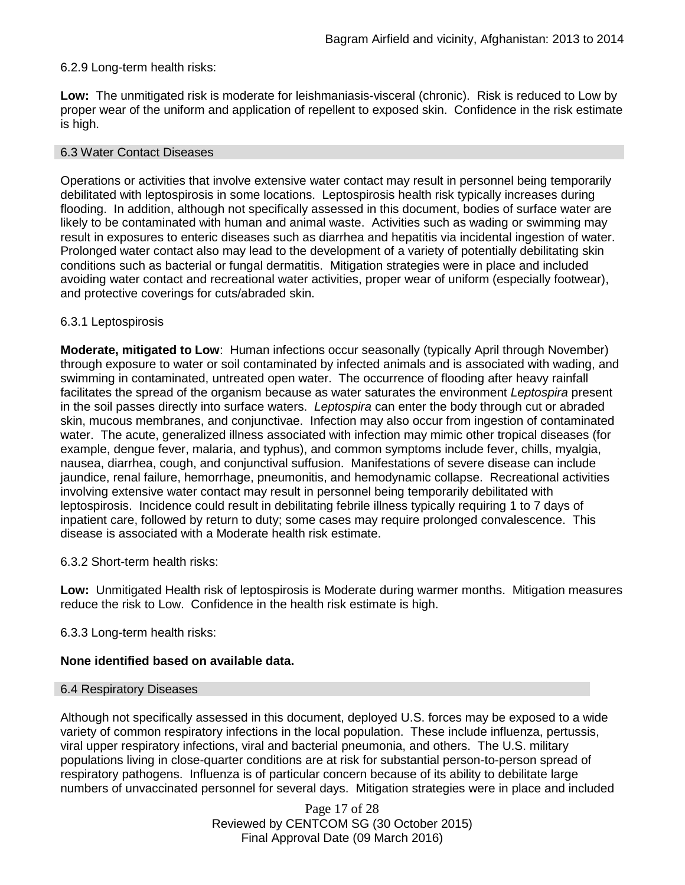6.2.9 Long-term health risks:

**Low:** The unmitigated risk is moderate for leishmaniasis-visceral (chronic). Risk is reduced to Low by proper wear of the uniform and application of repellent to exposed skin. Confidence in the risk estimate is high.

## 6.3 Water Contact Diseases

Operations or activities that involve extensive water contact may result in personnel being temporarily debilitated with leptospirosis in some locations. Leptospirosis health risk typically increases during flooding. In addition, although not specifically assessed in this document, bodies of surface water are likely to be contaminated with human and animal waste. Activities such as wading or swimming may result in exposures to enteric diseases such as diarrhea and hepatitis via incidental ingestion of water. Prolonged water contact also may lead to the development of a variety of potentially debilitating skin conditions such as bacterial or fungal dermatitis. Mitigation strategies were in place and included avoiding water contact and recreational water activities, proper wear of uniform (especially footwear), and protective coverings for cuts/abraded skin.

6.3.1 Leptospirosis

**Moderate, mitigated to Low**: Human infections occur seasonally (typically April through November) through exposure to water or soil contaminated by infected animals and is associated with wading, and swimming in contaminated, untreated open water. The occurrence of flooding after heavy rainfall facilitates the spread of the organism because as water saturates the environment *Leptospira* present in the soil passes directly into surface waters. *Leptospira* can enter the body through cut or abraded skin, mucous membranes, and conjunctivae. Infection may also occur from ingestion of contaminated water. The acute, generalized illness associated with infection may mimic other tropical diseases (for example, dengue fever, malaria, and typhus), and common symptoms include fever, chills, myalgia, nausea, diarrhea, cough, and conjunctival suffusion. Manifestations of severe disease can include jaundice, renal failure, hemorrhage, pneumonitis, and hemodynamic collapse. Recreational activities involving extensive water contact may result in personnel being temporarily debilitated with leptospirosis. Incidence could result in debilitating febrile illness typically requiring 1 to 7 days of inpatient care, followed by return to duty; some cases may require prolonged convalescence. This disease is associated with a Moderate health risk estimate.

6.3.2 Short-term health risks:

**Low:** Unmitigated Health risk of leptospirosis is Moderate during warmer months. Mitigation measures reduce the risk to Low. Confidence in the health risk estimate is high.

6.3.3 Long-term health risks:

**None identified based on available data.**

## 6.4 Respiratory Diseases

Although not specifically assessed in this document, deployed U.S. forces may be exposed to a wide variety of common respiratory infections in the local population. These include influenza, pertussis, viral upper respiratory infections, viral and bacterial pneumonia, and others. The U.S. military populations living in close-quarter conditions are at risk for substantial person-to-person spread of respiratory pathogens. Influenza is of particular concern because of its ability to debilitate large numbers of unvaccinated personnel for several days. Mitigation strategies were in place and included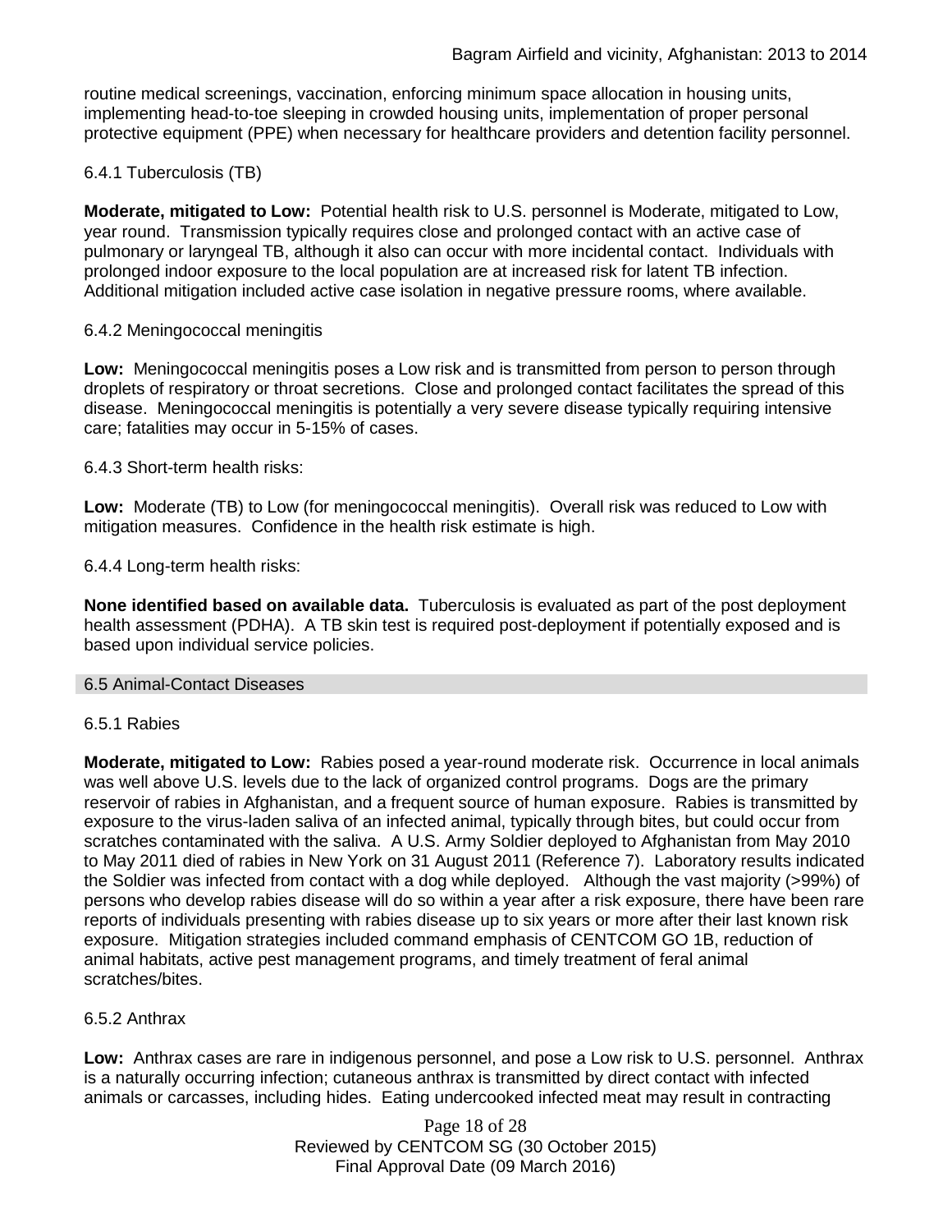routine medical screenings, vaccination, enforcing minimum space allocation in housing units, implementing head-to-toe sleeping in crowded housing units, implementation of proper personal protective equipment (PPE) when necessary for healthcare providers and detention facility personnel.

#### 6.4.1 Tuberculosis (TB)

**Moderate, mitigated to Low:** Potential health risk to U.S. personnel is Moderate, mitigated to Low, year round. Transmission typically requires close and prolonged contact with an active case of pulmonary or laryngeal TB, although it also can occur with more incidental contact. Individuals with prolonged indoor exposure to the local population are at increased risk for latent TB infection. Additional mitigation included active case isolation in negative pressure rooms, where available.

#### 6.4.2 Meningococcal meningitis

**Low:** Meningococcal meningitis poses a Low risk and is transmitted from person to person through droplets of respiratory or throat secretions. Close and prolonged contact facilitates the spread of this disease. Meningococcal meningitis is potentially a very severe disease typically requiring intensive care; fatalities may occur in 5-15% of cases.

#### 6.4.3 Short-term health risks:

**Low:** Moderate (TB) to Low (for meningococcal meningitis). Overall risk was reduced to Low with mitigation measures. Confidence in the health risk estimate is high.

#### 6.4.4 Long-term health risks:

**None identified based on available data.** Tuberculosis is evaluated as part of the post deployment health assessment (PDHA). A TB skin test is required post-deployment if potentially exposed and is based upon individual service policies.

### 6.5 Animal-Contact Diseases

#### 6.5.1 Rabies

**Moderate, mitigated to Low:** Rabies posed a year-round moderate risk. Occurrence in local animals was well above U.S. levels due to the lack of organized control programs. Dogs are the primary reservoir of rabies in Afghanistan, and a frequent source of human exposure. Rabies is transmitted by exposure to the virus-laden saliva of an infected animal, typically through bites, but could occur from scratches contaminated with the saliva. A U.S. Army Soldier deployed to Afghanistan from May 2010 to May 2011 died of rabies in New York on 31 August 2011 (Reference 7). Laboratory results indicated the Soldier was infected from contact with a dog while deployed. Although the vast majority (>99%) of persons who develop rabies disease will do so within a year after a risk exposure, there have been rare reports of individuals presenting with rabies disease up to six years or more after their last known risk exposure. Mitigation strategies included command emphasis of CENTCOM GO 1B, reduction of animal habitats, active pest management programs, and timely treatment of feral animal scratches/bites.

#### 6.5.2 Anthrax

**Low:** Anthrax cases are rare in indigenous personnel, and pose a Low risk to U.S. personnel. Anthrax is a naturally occurring infection; cutaneous anthrax is transmitted by direct contact with infected animals or carcasses, including hides. Eating undercooked infected meat may result in contracting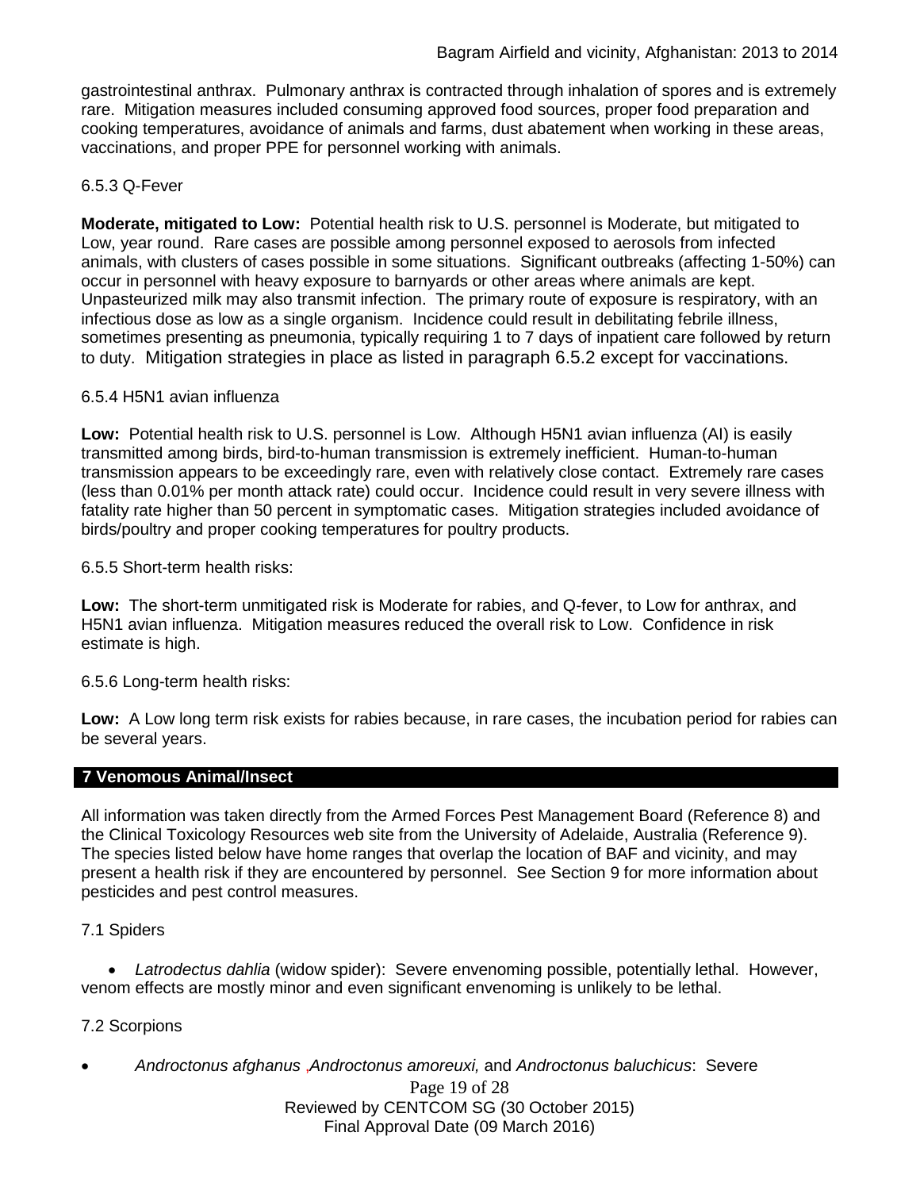gastrointestinal anthrax. Pulmonary anthrax is contracted through inhalation of spores and is extremely rare. Mitigation measures included consuming approved food sources, proper food preparation and cooking temperatures, avoidance of animals and farms, dust abatement when working in these areas, vaccinations, and proper PPE for personnel working with animals.

6.5.3 Q-Fever

**Moderate, mitigated to Low:** Potential health risk to U.S. personnel is Moderate, but mitigated to Low, year round. Rare cases are possible among personnel exposed to aerosols from infected animals, with clusters of cases possible in some situations. Significant outbreaks (affecting 1-50%) can occur in personnel with heavy exposure to barnyards or other areas where animals are kept. Unpasteurized milk may also transmit infection. The primary route of exposure is respiratory, with an infectious dose as low as a single organism. Incidence could result in debilitating febrile illness, sometimes presenting as pneumonia, typically requiring 1 to 7 days of inpatient care followed by return to duty. Mitigation strategies in place as listed in paragraph 6.5.2 except for vaccinations.

6.5.4 H5N1 avian influenza

**Low:** Potential health risk to U.S. personnel is Low. Although H5N1 avian influenza (AI) is easily transmitted among birds, bird-to-human transmission is extremely inefficient. Human-to-human transmission appears to be exceedingly rare, even with relatively close contact. Extremely rare cases (less than 0.01% per month attack rate) could occur. Incidence could result in very severe illness with fatality rate higher than 50 percent in symptomatic cases. Mitigation strategies included avoidance of birds/poultry and proper cooking temperatures for poultry products.

6.5.5 Short-term health risks:

**Low:** The short-term unmitigated risk is Moderate for rabies, and Q-fever, to Low for anthrax, and H5N1 avian influenza. Mitigation measures reduced the overall risk to Low. Confidence in risk estimate is high.

6.5.6 Long-term health risks:

**Low:** A Low long term risk exists for rabies because, in rare cases, the incubation period for rabies can be several years.

## 7 Venomous Animal/Insect

All information was taken directly from the Armed Forces Pest Management Board (Reference 8) and the Clinical Toxicology Resources web site from the University of Adelaide, Australia (Reference 9). The species listed below have home ranges that overlap the location of BAF and vicinity, and may present a health risk if they are encountered by personnel. See Section 9 for more information about pesticides and pest control measures.

7.1 Spiders

- *Latrodectus dahlia* (widow spider): Severe envenoming possible, potentially lethal. However, venom effects are mostly minor and even significant envenoming is unlikely to be lethal.

7.2 Scorpions

- *Androctonus afghanus* ,*Androctonus amoreuxi,* and *Androctonus baluchicus*: Severe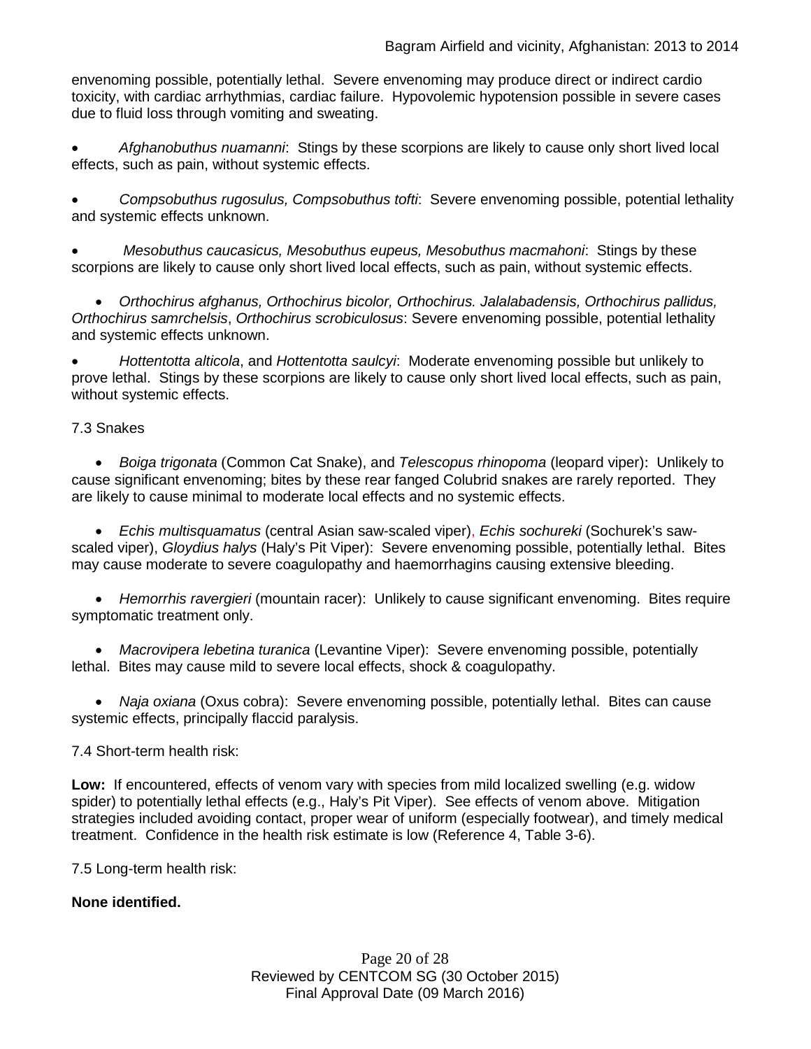envenoming possible, potentially lethal. Severe envenoming may produce direct or indirect cardio toxicity, with cardiac arrhythmias, cardiac failure. Hypovolemic hypotension possible in severe cases due to fluid loss through vomiting and sweating.

- *Afghanobuthus nuamanni*: Stings by these scorpions are likely to cause only short lived local effects, such as pain, without systemic effects.
- *Compsobuthus rugosulus, Compsobuthus tofti*: Severe envenoming possible, potential lethality and systemic effects unknown.
- *Mesobuthus caucasicus, Mesobuthus eupeus, Mesobuthus macmahoni*: Stings by these scorpions are likely to cause only short lived local effects, such as pain, without systemic effects.
- *Orthochirus afghanus, Orthochirus bicolor, Orthochirus. Jalalabadensis, Orthochirus pallidus, Orthochirus samrchelsis*, *Orthochirus scrobiculosus*: Severe envenoming possible, potential lethality and systemic effects unknown.
- *Hottentotta alticola*, and *Hottentotta saulcyi*: Moderate envenoming possible but unlikely to prove lethal. Stings by these scorpions are likely to cause only short lived local effects, such as pain, without systemic effects.

7.3 Snakes

- *Boiga trigonata* (Common Cat Snake), and *Telescopus rhinopoma* (leopard viper): Unlikely to cause significant envenoming; bites by these rear fanged Colubrid snakes are rarely reported. They are likely to cause minimal to moderate local effects and no systemic effects.
- *Echis multisquamatus* (central Asian saw-scaled viper), *Echis sochureki* (Sochurek's saw-scaled viper), *Gloydius halys* (Haly's Pit Viper): Severe envenoming possible, potentially lethal. Bites may cause moderate to severe coagulopathy and haemorrhagins causing extensive bleeding.
- *Hemorrhis ravergieri* (mountain racer): Unlikely to cause significant envenoming. Bites require symptomatic treatment only.
- *Macrovipera lebetina turanica* (Levantine Viper): Severe envenoming possible, potentially lethal. Bites may cause mild to severe local effects, shock & coagulopathy.
- *Naja oxiana* (Oxus cobra): Severe envenoming possible, potentially lethal. Bites can cause systemic effects, principally flaccid paralysis.

7.4 Short-term health risk:

**Low:** If encountered, effects of venom vary with species from mild localized swelling (e.g. widow spider) to potentially lethal effects (e.g., Haly's Pit Viper). See effects of venom above. Mitigation strategies included avoiding contact, proper wear of uniform (especially footwear), and timely medical treatment. Confidence in the health risk estimate is low (Reference 4, Table 3-6).

7.5 Long-term health risk:

**None identified.**

Reviewed by CENTCOM SG (30 October 2015)
Final Approval Date (09 March 2016)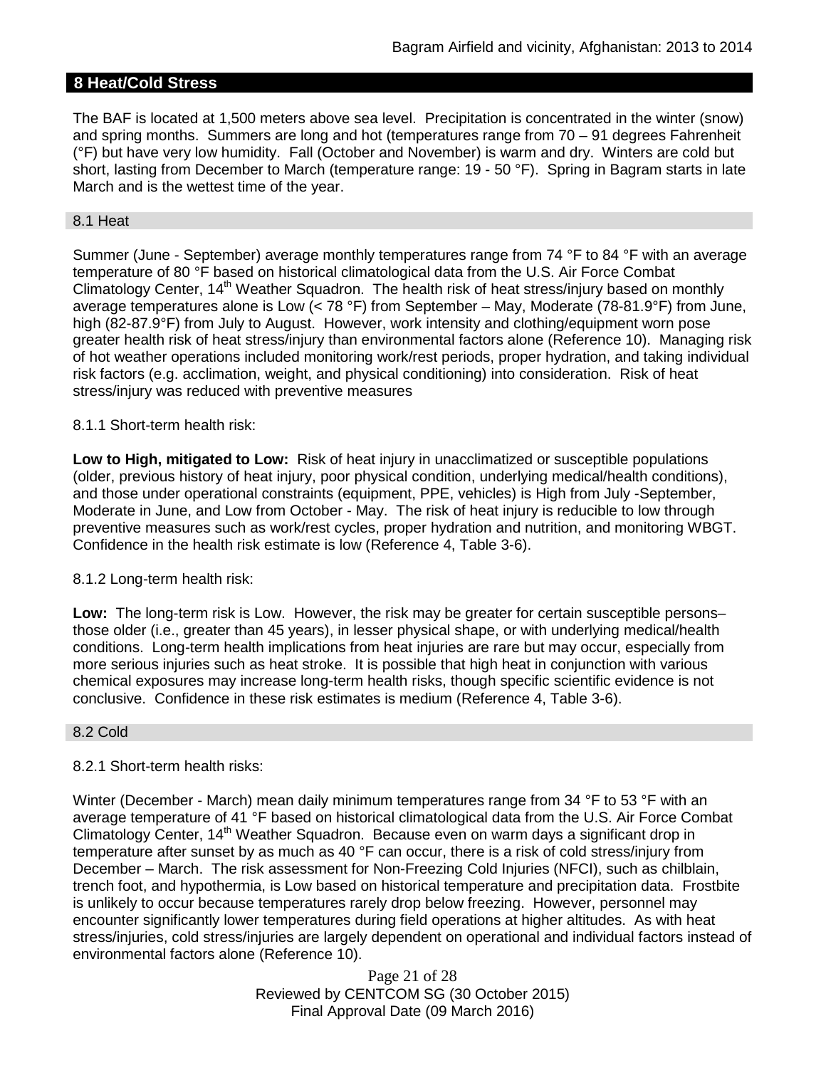## 8 Heat/Cold Stress

The BAF is located at 1,500 meters above sea level. Precipitation is concentrated in the winter (snow) and spring months. Summers are long and hot (temperatures range from 70 – 91 degrees Fahrenheit (°F) but have very low humidity. Fall (October and November) is warm and dry. Winters are cold but short, lasting from December to March (temperature range: 19 - 50 °F). Spring in Bagram starts in late March and is the wettest time of the year.

### 8.1 Heat

Summer (June - September) average monthly temperatures range from 74 °F to 84 °F with an average temperature of 80 °F based on historical climatological data from the U.S. Air Force Combat Climatology Center, 14th Weather Squadron. The health risk of heat stress/injury based on monthly average temperatures alone is Low (< 78 °F) from September – May, Moderate (78-81.9°F) from June, high (82-87.9°F) from July to August. However, work intensity and clothing/equipment worn pose greater health risk of heat stress/injury than environmental factors alone (Reference 10). Managing risk of hot weather operations included monitoring work/rest periods, proper hydration, and taking individual risk factors (e.g. acclimation, weight, and physical conditioning) into consideration. Risk of heat stress/injury was reduced with preventive measures

8.1.1 Short-term health risk:

**Low to High, mitigated to Low:** Risk of heat injury in unacclimatized or susceptible populations (older, previous history of heat injury, poor physical condition, underlying medical/health conditions), and those under operational constraints (equipment, PPE, vehicles) is High from July -September, Moderate in June, and Low from October - May. The risk of heat injury is reducible to low through preventive measures such as work/rest cycles, proper hydration and nutrition, and monitoring WBGT. Confidence in the health risk estimate is low (Reference 4, Table 3-6).

8.1.2 Long-term health risk:

**Low:** The long-term risk is Low. However, the risk may be greater for certain susceptible persons– those older (i.e., greater than 45 years), in lesser physical shape, or with underlying medical/health conditions. Long-term health implications from heat injuries are rare but may occur, especially from more serious injuries such as heat stroke. It is possible that high heat in conjunction with various chemical exposures may increase long-term health risks, though specific scientific evidence is not conclusive. Confidence in these risk estimates is medium (Reference 4, Table 3-6).

### 8.2 Cold

8.2.1 Short-term health risks:

Winter (December - March) mean daily minimum temperatures range from 34 °F to 53 °F with an average temperature of 41 °F based on historical climatological data from the U.S. Air Force Combat Climatology Center, 14th Weather Squadron. Because even on warm days a significant drop in temperature after sunset by as much as 40 °F can occur, there is a risk of cold stress/injury from December – March. The risk assessment for Non-Freezing Cold Injuries (NFCI), such as chilblain, trench foot, and hypothermia, is Low based on historical temperature and precipitation data. Frostbite is unlikely to occur because temperatures rarely drop below freezing. However, personnel may encounter significantly lower temperatures during field operations at higher altitudes. As with heat stress/injuries, cold stress/injuries are largely dependent on operational and individual factors instead of environmental factors alone (Reference 10).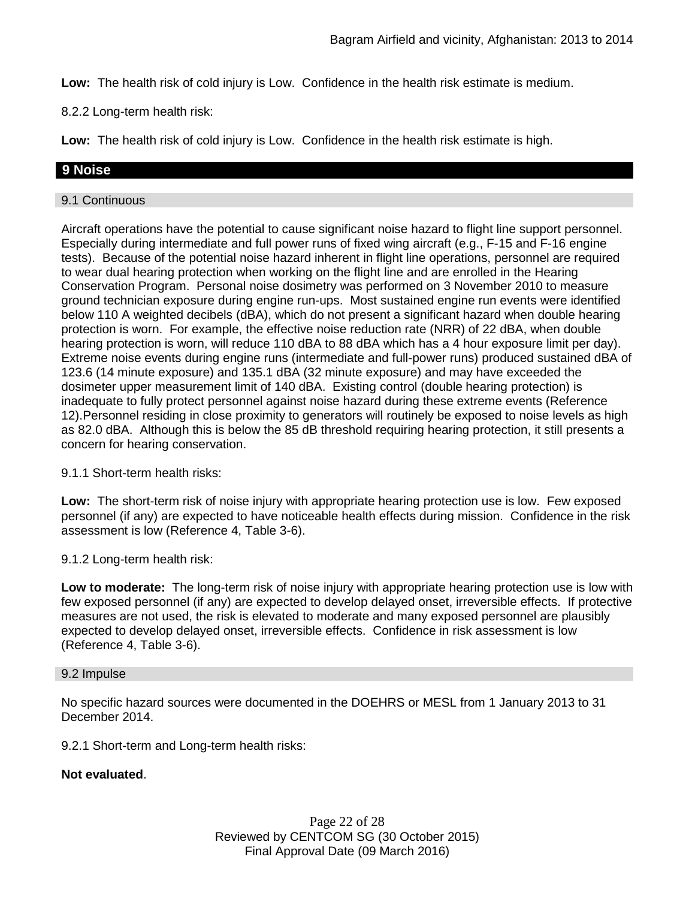**Low:** The health risk of cold injury is Low. Confidence in the health risk estimate is medium.

8.2.2 Long-term health risk:

**Low:** The health risk of cold injury is Low. Confidence in the health risk estimate is high.

## 9 Noise

### 9.1 Continuous

Aircraft operations have the potential to cause significant noise hazard to flight line support personnel. Especially during intermediate and full power runs of fixed wing aircraft (e.g., F-15 and F-16 engine tests). Because of the potential noise hazard inherent in flight line operations, personnel are required to wear dual hearing protection when working on the flight line and are enrolled in the Hearing Conservation Program. Personal noise dosimetry was performed on 3 November 2010 to measure ground technician exposure during engine run-ups. Most sustained engine run events were identified below 110 A weighted decibels (dBA), which do not present a significant hazard when double hearing protection is worn. For example, the effective noise reduction rate (NRR) of 22 dBA, when double hearing protection is worn, will reduce 110 dBA to 88 dBA which has a 4 hour exposure limit per day). Extreme noise events during engine runs (intermediate and full-power runs) produced sustained dBA of 123.6 (14 minute exposure) and 135.1 dBA (32 minute exposure) and may have exceeded the dosimeter upper measurement limit of 140 dBA. Existing control (double hearing protection) is inadequate to fully protect personnel against noise hazard during these extreme events (Reference 12).Personnel residing in close proximity to generators will routinely be exposed to noise levels as high as 82.0 dBA. Although this is below the 85 dB threshold requiring hearing protection, it still presents a concern for hearing conservation.

9.1.1 Short-term health risks:

**Low:** The short-term risk of noise injury with appropriate hearing protection use is low. Few exposed personnel (if any) are expected to have noticeable health effects during mission. Confidence in the risk assessment is low (Reference 4, Table 3-6).

9.1.2 Long-term health risk:

**Low to moderate:** The long-term risk of noise injury with appropriate hearing protection use is low with few exposed personnel (if any) are expected to develop delayed onset, irreversible effects. If protective measures are not used, the risk is elevated to moderate and many exposed personnel are plausibly expected to develop delayed onset, irreversible effects. Confidence in risk assessment is low (Reference 4, Table 3-6).

### 9.2 Impulse

No specific hazard sources were documented in the DOEHRS or MESL from 1 January 2013 to 31 December 2014.

9.2.1 Short-term and Long-term health risks:

**Not evaluated**.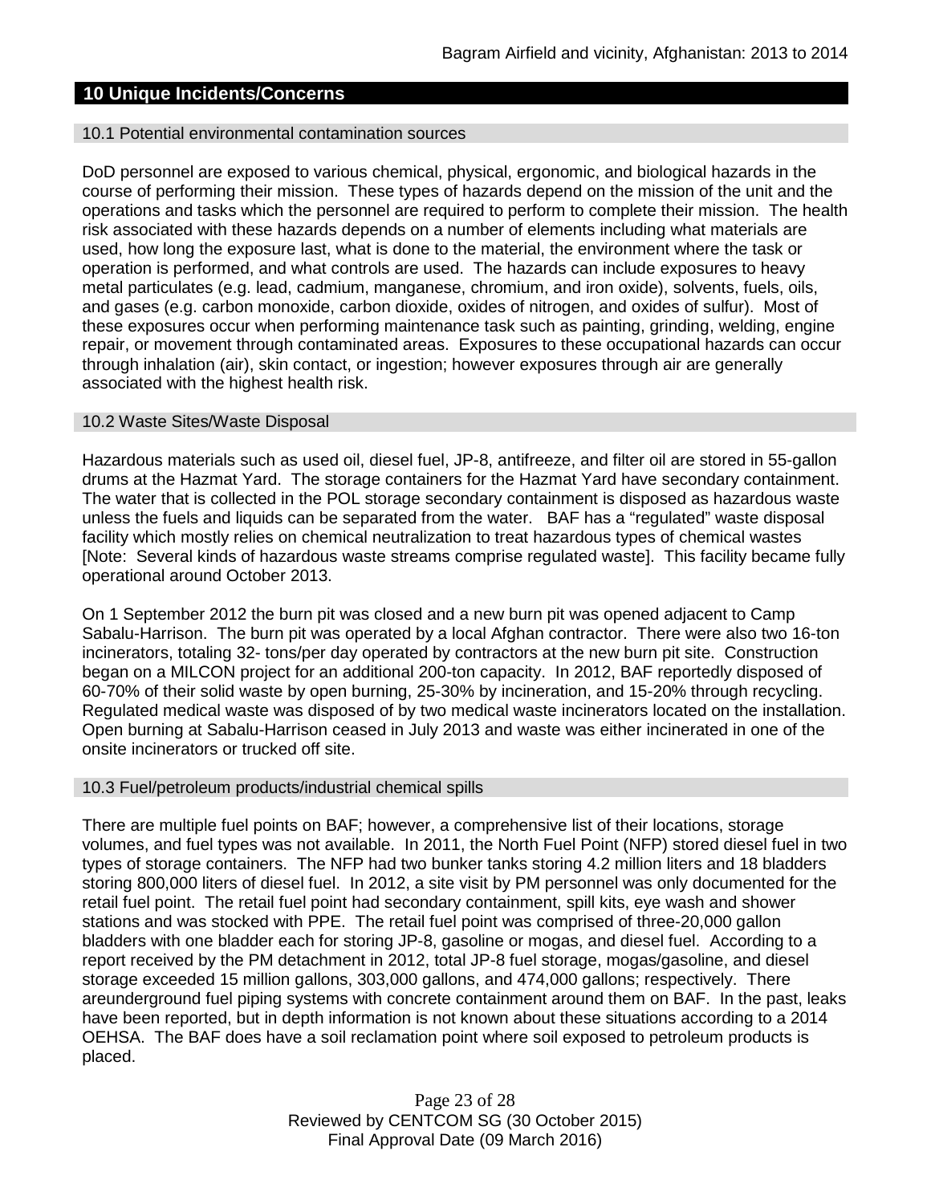## 10 Unique Incidents/Concerns

### 10.1 Potential environmental contamination sources

DoD personnel are exposed to various chemical, physical, ergonomic, and biological hazards in the course of performing their mission. These types of hazards depend on the mission of the unit and the operations and tasks which the personnel are required to perform to complete their mission. The health risk associated with these hazards depends on a number of elements including what materials are used, how long the exposure last, what is done to the material, the environment where the task or operation is performed, and what controls are used. The hazards can include exposures to heavy metal particulates (e.g. lead, cadmium, manganese, chromium, and iron oxide), solvents, fuels, oils, and gases (e.g. carbon monoxide, carbon dioxide, oxides of nitrogen, and oxides of sulfur). Most of these exposures occur when performing maintenance task such as painting, grinding, welding, engine repair, or movement through contaminated areas. Exposures to these occupational hazards can occur through inhalation (air), skin contact, or ingestion; however exposures through air are generally associated with the highest health risk.

### 10.2 Waste Sites/Waste Disposal

Hazardous materials such as used oil, diesel fuel, JP-8, antifreeze, and filter oil are stored in 55-gallon drums at the Hazmat Yard. The storage containers for the Hazmat Yard have secondary containment. The water that is collected in the POL storage secondary containment is disposed as hazardous waste unless the fuels and liquids can be separated from the water. BAF has a "regulated" waste disposal facility which mostly relies on chemical neutralization to treat hazardous types of chemical wastes [Note: Several kinds of hazardous waste streams comprise regulated waste]. This facility became fully operational around October 2013.

On 1 September 2012 the burn pit was closed and a new burn pit was opened adjacent to Camp Sabalu-Harrison. The burn pit was operated by a local Afghan contractor. There were also two 16-ton incinerators, totaling 32- tons/per day operated by contractors at the new burn pit site. Construction began on a MILCON project for an additional 200-ton capacity. In 2012, BAF reportedly disposed of 60-70% of their solid waste by open burning, 25-30% by incineration, and 15-20% through recycling. Regulated medical waste was disposed of by two medical waste incinerators located on the installation. Open burning at Sabalu-Harrison ceased in July 2013 and waste was either incinerated in one of the onsite incinerators or trucked off site.

### 10.3 Fuel/petroleum products/industrial chemical spills

There are multiple fuel points on BAF; however, a comprehensive list of their locations, storage volumes, and fuel types was not available. In 2011, the North Fuel Point (NFP) stored diesel fuel in two types of storage containers. The NFP had two bunker tanks storing 4.2 million liters and 18 bladders storing 800,000 liters of diesel fuel. In 2012, a site visit by PM personnel was only documented for the retail fuel point. The retail fuel point had secondary containment, spill kits, eye wash and shower stations and was stocked with PPE. The retail fuel point was comprised of three-20,000 gallon bladders with one bladder each for storing JP-8, gasoline or mogas, and diesel fuel. According to a report received by the PM detachment in 2012, total JP-8 fuel storage, mogas/gasoline, and diesel storage exceeded 15 million gallons, 303,000 gallons, and 474,000 gallons; respectively. There areunderground fuel piping systems with concrete containment around them on BAF. In the past, leaks have been reported, but in depth information is not known about these situations according to a 2014 OEHSA. The BAF does have a soil reclamation point where soil exposed to petroleum products is placed.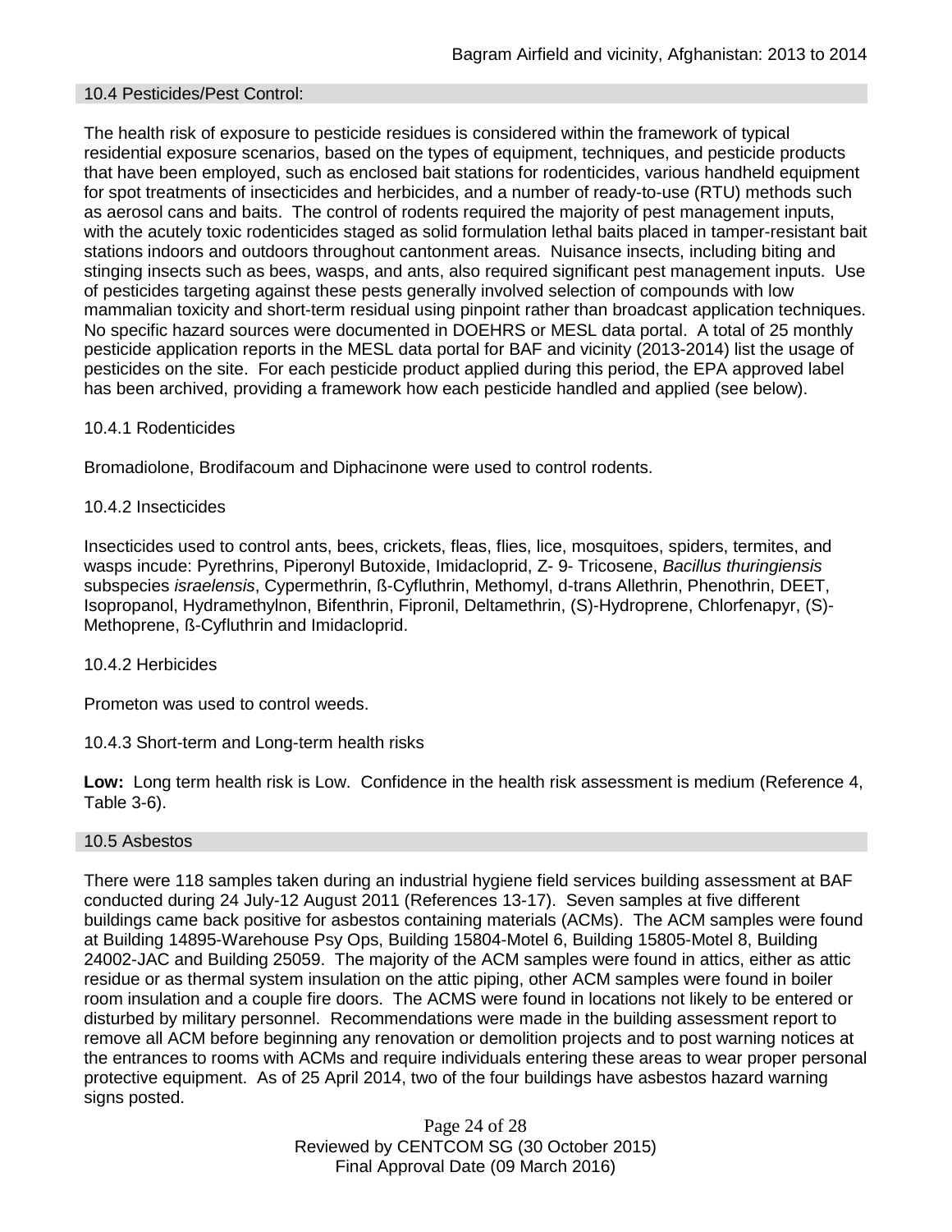## 10.4 Pesticides/Pest Control:

The health risk of exposure to pesticide residues is considered within the framework of typical residential exposure scenarios, based on the types of equipment, techniques, and pesticide products that have been employed, such as enclosed bait stations for rodenticides, various handheld equipment for spot treatments of insecticides and herbicides, and a number of ready-to-use (RTU) methods such as aerosol cans and baits. The control of rodents required the majority of pest management inputs, with the acutely toxic rodenticides staged as solid formulation lethal baits placed in tamper-resistant bait stations indoors and outdoors throughout cantonment areas. Nuisance insects, including biting and stinging insects such as bees, wasps, and ants, also required significant pest management inputs. Use of pesticides targeting against these pests generally involved selection of compounds with low mammalian toxicity and short-term residual using pinpoint rather than broadcast application techniques. No specific hazard sources were documented in DOEHRS or MESL data portal. A total of 25 monthly pesticide application reports in the MESL data portal for BAF and vicinity (2013-2014) list the usage of pesticides on the site. For each pesticide product applied during this period, the EPA approved label has been archived, providing a framework how each pesticide handled and applied (see below).

### 10.4.1 Rodenticides

Bromadiolone, Brodifacoum and Diphacinone were used to control rodents.

### 10.4.2 Insecticides

Insecticides used to control ants, bees, crickets, fleas, flies, lice, mosquitoes, spiders, termites, and wasps incude: Pyrethrins, Piperonyl Butoxide, Imidacloprid, Z- 9- Tricosene, *Bacillus thuringiensis* subspecies *israelensis*, Cypermethrin, ß-Cyfluthrin, Methomyl, d-trans Allethrin, Phenothrin, DEET, Isopropanol, Hydramethylnon, Bifenthrin, Fipronil, Deltamethrin, (S)-Hydroprene, Chlorfenapyr, (S)-Methoprene, ß-Cyfluthrin and Imidacloprid.

### 10.4.2 Herbicides

Prometon was used to control weeds.

### 10.4.3 Short-term and Long-term health risks

**Low:** Long term health risk is Low. Confidence in the health risk assessment is medium (Reference 4, Table 3-6).

## 10.5 Asbestos

There were 118 samples taken during an industrial hygiene field services building assessment at BAF conducted during 24 July-12 August 2011 (References 13-17). Seven samples at five different buildings came back positive for asbestos containing materials (ACMs). The ACM samples were found at Building 14895-Warehouse Psy Ops, Building 15804-Motel 6, Building 15805-Motel 8, Building 24002-JAC and Building 25059. The majority of the ACM samples were found in attics, either as attic residue or as thermal system insulation on the attic piping, other ACM samples were found in boiler room insulation and a couple fire doors. The ACMS were found in locations not likely to be entered or disturbed by military personnel. Recommendations were made in the building assessment report to remove all ACM before beginning any renovation or demolition projects and to post warning notices at the entrances to rooms with ACMs and require individuals entering these areas to wear proper personal protective equipment. As of 25 April 2014, two of the four buildings have asbestos hazard warning signs posted.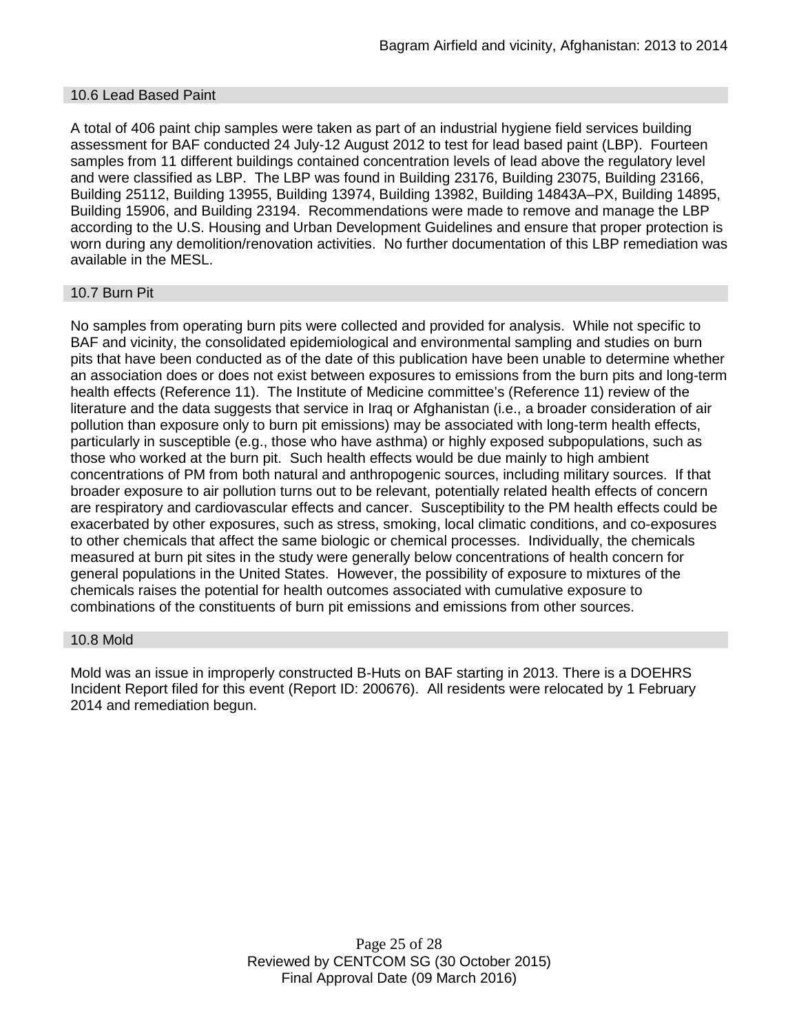### 10.6 Lead Based Paint

A total of 406 paint chip samples were taken as part of an industrial hygiene field services building assessment for BAF conducted 24 July-12 August 2012 to test for lead based paint (LBP). Fourteen samples from 11 different buildings contained concentration levels of lead above the regulatory level and were classified as LBP. The LBP was found in Building 23176, Building 23075, Building 23166, Building 25112, Building 13955, Building 13974, Building 13982, Building 14843A–PX, Building 14895, Building 15906, and Building 23194. Recommendations were made to remove and manage the LBP according to the U.S. Housing and Urban Development Guidelines and ensure that proper protection is worn during any demolition/renovation activities. No further documentation of this LBP remediation was available in the MESL.

### 10.7 Burn Pit

No samples from operating burn pits were collected and provided for analysis. While not specific to BAF and vicinity, the consolidated epidemiological and environmental sampling and studies on burn pits that have been conducted as of the date of this publication have been unable to determine whether an association does or does not exist between exposures to emissions from the burn pits and long-term health effects (Reference 11). The Institute of Medicine committee's (Reference 11) review of the literature and the data suggests that service in Iraq or Afghanistan (i.e., a broader consideration of air pollution than exposure only to burn pit emissions) may be associated with long-term health effects, particularly in susceptible (e.g., those who have asthma) or highly exposed subpopulations, such as those who worked at the burn pit. Such health effects would be due mainly to high ambient concentrations of PM from both natural and anthropogenic sources, including military sources. If that broader exposure to air pollution turns out to be relevant, potentially related health effects of concern are respiratory and cardiovascular effects and cancer. Susceptibility to the PM health effects could be exacerbated by other exposures, such as stress, smoking, local climatic conditions, and co-exposures to other chemicals that affect the same biologic or chemical processes. Individually, the chemicals measured at burn pit sites in the study were generally below concentrations of health concern for general populations in the United States. However, the possibility of exposure to mixtures of the chemicals raises the potential for health outcomes associated with cumulative exposure to combinations of the constituents of burn pit emissions and emissions from other sources.

### 10.8 Mold

Mold was an issue in improperly constructed B-Huts on BAF starting in 2013. There is a DOEHRS Incident Report filed for this event (Report ID: 200676). All residents were relocated by 1 February 2014 and remediation begun.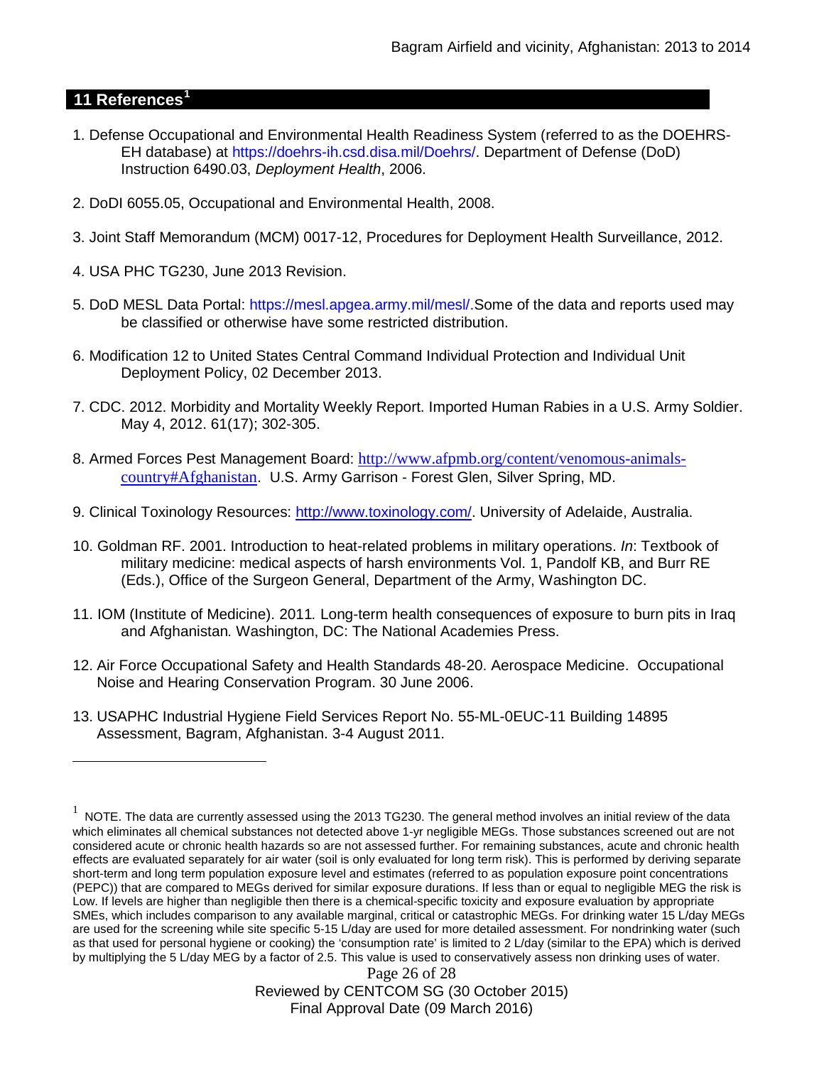## 11 References[1]

1. Defense Occupational and Environmental Health Readiness System (referred to as the DOEHRS-EH database) at https://doehrs-ih.csd.disa.mil/Doehrs/. Department of Defense (DoD) Instruction 6490.03, *Deployment Health*, 2006.

2. DoDI 6055.05, Occupational and Environmental Health, 2008.

3. Joint Staff Memorandum (MCM) 0017-12, Procedures for Deployment Health Surveillance, 2012.

4. USA PHC TG230, June 2013 Revision.

5. DoD MESL Data Portal: https://mesl.apgea.army.mil/mesl/.Some of the data and reports used may be classified or otherwise have some restricted distribution.

6. Modification 12 to United States Central Command Individual Protection and Individual Unit Deployment Policy, 02 December 2013.

7. CDC. 2012. Morbidity and Mortality Weekly Report. Imported Human Rabies in a U.S. Army Soldier. May 4, 2012. 61(17); 302-305.

8. Armed Forces Pest Management Board: http://www.afpmb.org/content/venomous-animals-country#Afghanistan. U.S. Army Garrison - Forest Glen, Silver Spring, MD.

9. Clinical Toxinology Resources: http://www.toxinology.com/. University of Adelaide, Australia.

10. Goldman RF. 2001. Introduction to heat-related problems in military operations. *In*: Textbook of military medicine: medical aspects of harsh environments Vol. 1, Pandolf KB, and Burr RE (Eds.), Office of the Surgeon General, Department of the Army, Washington DC.

11. IOM (Institute of Medicine). 2011*.* Long-term health consequences of exposure to burn pits in Iraq and Afghanistan*.* Washington, DC: The National Academies Press.

12. Air Force Occupational Safety and Health Standards 48-20. Aerospace Medicine. Occupational Noise and Hearing Conservation Program. 30 June 2006.

13. USAPHC Industrial Hygiene Field Services Report No. 55-ML-0EUC-11 Building 14895 Assessment, Bagram, Afghanistan. 3-4 August 2011.

---

[1] NOTE. The data are currently assessed using the 2013 TG230. The general method involves an initial review of the data which eliminates all chemical substances not detected above 1-yr negligible MEGs. Those substances screened out are not considered acute or chronic health hazards so are not assessed further. For remaining substances, acute and chronic health effects are evaluated separately for air water (soil is only evaluated for long term risk). This is performed by deriving separate short-term and long term population exposure level and estimates (referred to as population exposure point concentrations (PEPC)) that are compared to MEGs derived for similar exposure durations. If less than or equal to negligible MEG the risk is Low. If levels are higher than negligible then there is a chemical-specific toxicity and exposure evaluation by appropriate SMEs, which includes comparison to any available marginal, critical or catastrophic MEGs. For drinking water 15 L/day MEGs are used for the screening while site specific 5-15 L/day are used for more detailed assessment. For nondrinking water (such as that used for personal hygiene or cooking) the 'consumption rate' is limited to 2 L/day (similar to the EPA) which is derived by multiplying the 5 L/day MEG by a factor of 2.5. This value is used to conservatively assess non drinking uses of water.

Reviewed by CENTCOM SG (30 October 2015)
Final Approval Date (09 March 2016)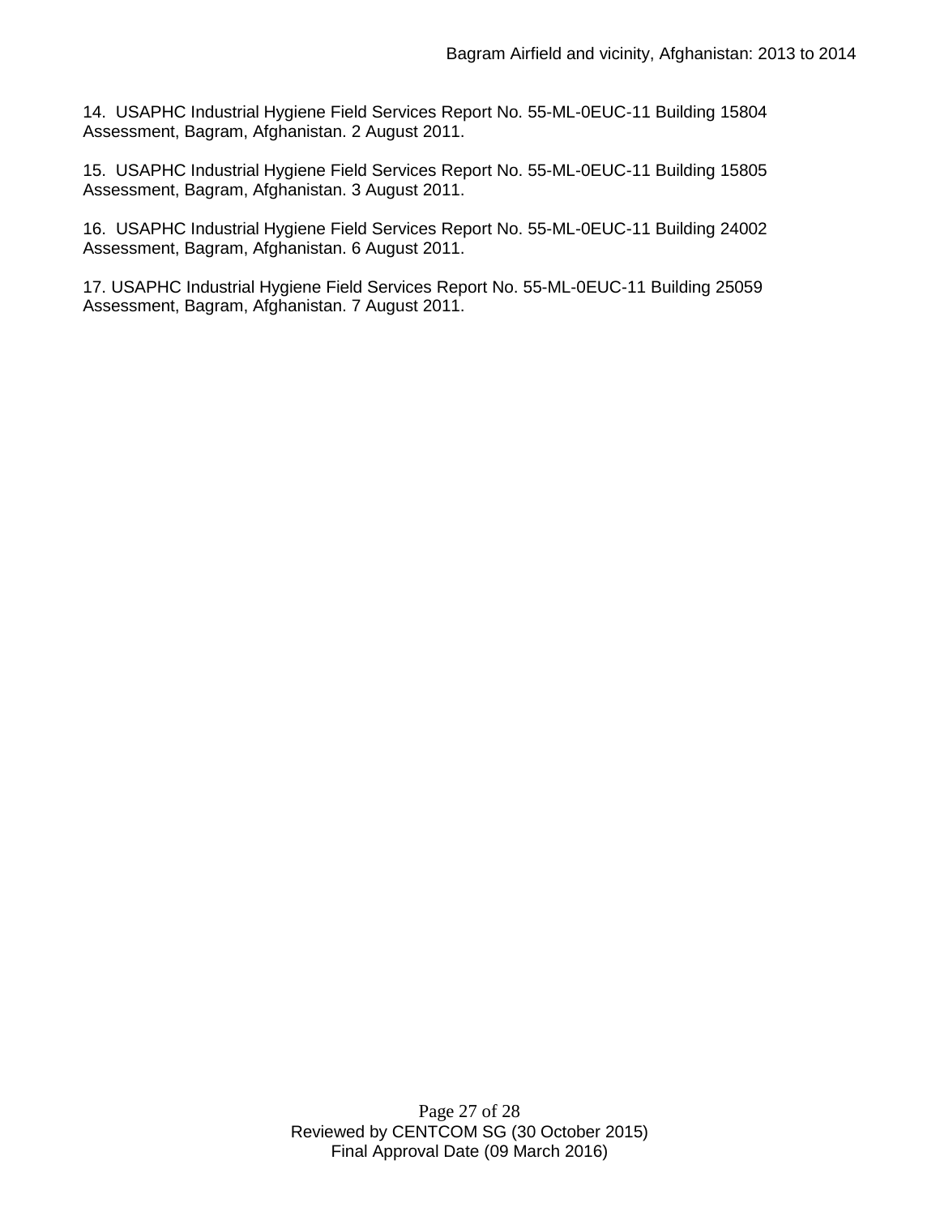14. USAPHC Industrial Hygiene Field Services Report No. 55-ML-0EUC-11 Building 15804 Assessment, Bagram, Afghanistan. 2 August 2011.

15. USAPHC Industrial Hygiene Field Services Report No. 55-ML-0EUC-11 Building 15805 Assessment, Bagram, Afghanistan. 3 August 2011.

16. USAPHC Industrial Hygiene Field Services Report No. 55-ML-0EUC-11 Building 24002 Assessment, Bagram, Afghanistan. 6 August 2011.

17. USAPHC Industrial Hygiene Field Services Report No. 55-ML-0EUC-11 Building 25059 Assessment, Bagram, Afghanistan. 7 August 2011.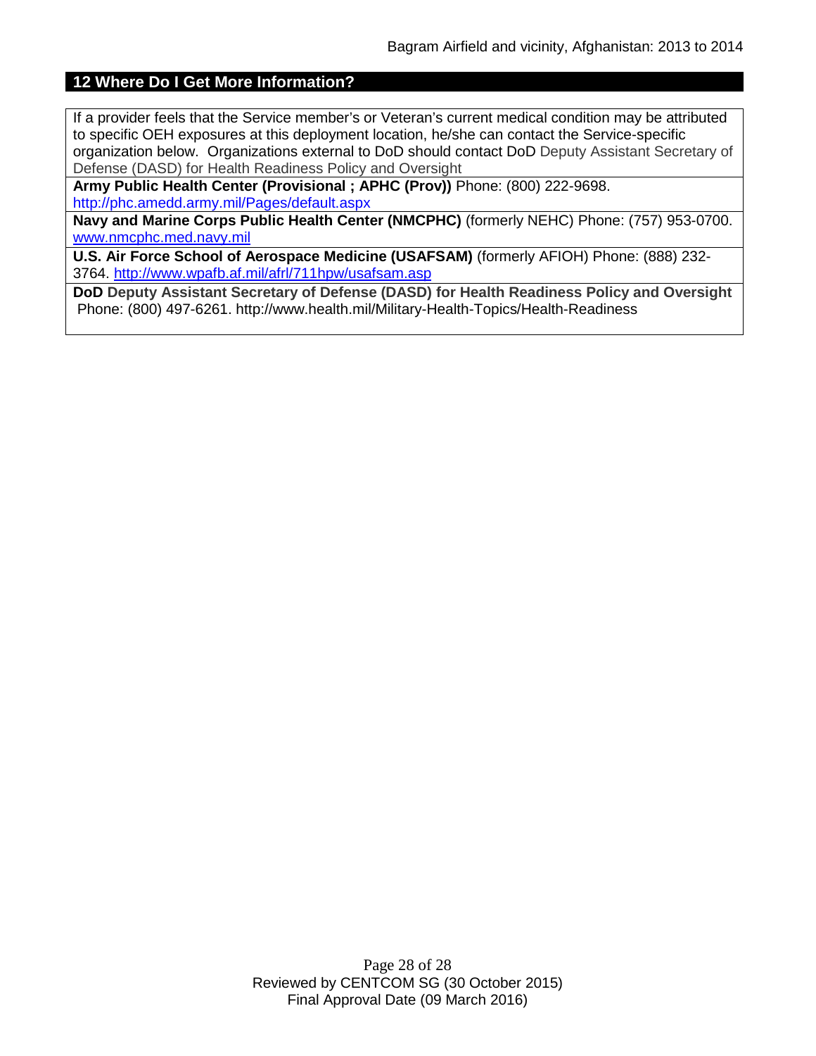## 12 Where Do I Get More Information?

If a provider feels that the Service member's or Veteran's current medical condition may be attributed to specific OEH exposures at this deployment location, he/she can contact the Service-specific organization below. Organizations external to DoD should contact DoD Deputy Assistant Secretary of Defense (DASD) for Health Readiness Policy and Oversight

**Army Public Health Center (Provisional ; APHC (Prov))** Phone: (800) 222-9698. http://phc.amedd.army.mil/Pages/default.aspx

**Navy and Marine Corps Public Health Center (NMCPHC)** (formerly NEHC) Phone: (757) 953-0700. www.nmcphc.med.navy.mil

**U.S. Air Force School of Aerospace Medicine (USAFSAM)** (formerly AFIOH) Phone: (888) 232-3764. http://www.wpafb.af.mil/afrl/711hpw/usafsam.asp

**DoD Deputy Assistant Secretary of Defense (DASD) for Health Readiness Policy and Oversight** Phone: (800) 497-6261. http://www.health.mil/Military-Health-Topics/Health-Readiness

Reviewed by CENTCOM SG (30 October 2015)
Final Approval Date (09 March 2016)